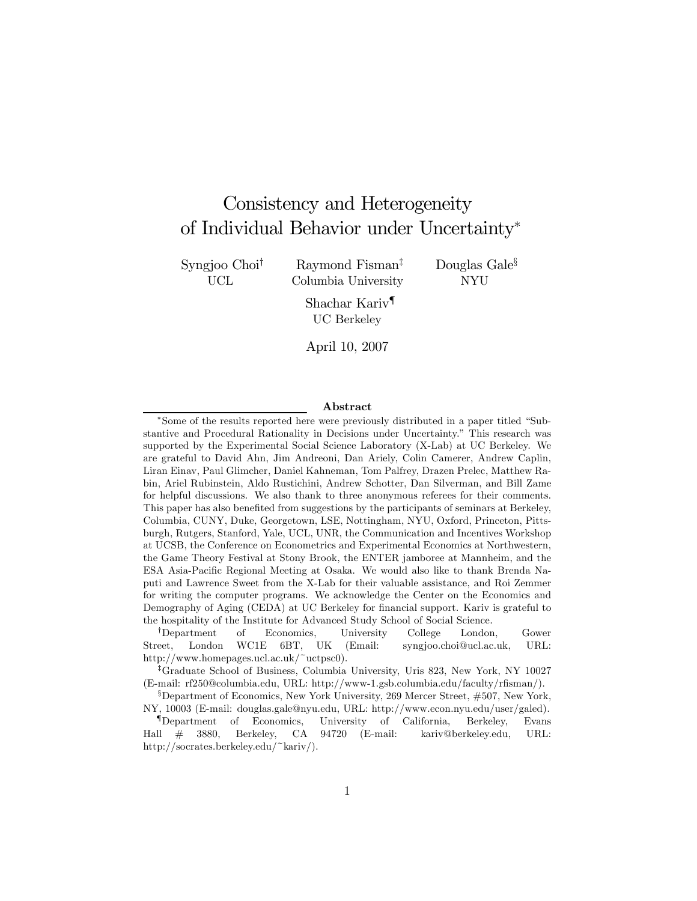# Consistency and Heterogeneity of Individual Behavior under Uncertainty*

Syngjoo Choi[†] (UCL), Raymond Fisman[‡] (Columbia University), Douglas Gale[§] (NYU), Shachar Kariv[¶] (UC Berkeley)

April 10, 2007

## Abstract

*Some of the results reported here were previously distributed in a paper titled "Substantive and Procedural Rationality in Decisions under Uncertainty." This research was supported by the Experimental Social Science Laboratory (X-Lab) at UC Berkeley. We are grateful to David Ahn, Jim Andreoni, Dan Ariely, Colin Camerer, Andrew Caplin, Liran Einav, Paul Glimcher, Daniel Kahneman, Tom Palfrey, Drazen Prelec, Matthew Rabin, Ariel Rubinstein, Aldo Rustichini, Andrew Schotter, Dan Silverman, and Bill Zame for helpful discussions. We also thank to three anonymous referees for their comments. This paper has also benefited from suggestions by the participants of seminars at Berkeley, Columbia, CUNY, Duke, Georgetown, LSE, Nottingham, NYU, Oxford, Princeton, Pittsburgh, Rutgers, Stanford, Yale, UCL, UNR, the Communication and Incentives Workshop at UCSB, the Conference on Econometrics and Experimental Economics at Northwestern, the Game Theory Festival at Stony Brook, the ENTER jamboree at Mannheim, and the ESA Asia-Pacific Regional Meeting at Osaka. We would also like to thank Brenda Naputi and Lawrence Sweet from the X-Lab for their valuable assistance, and Roi Zemmer for writing the computer programs. We acknowledge the Center on the Economics and Demography of Aging (CEDA) at UC Berkeley for financial support. Kariv is grateful to the hospitality of the Institute for Advanced Study School of Social Science.

[†]Department of Economics, University College London, Gower Street, London WC1E 6BT, UK (Email: syngjoo.choi@ucl.ac.uk, URL: http://www.homepages.ucl.ac.uk/~uctpsc0).

[‡]Graduate School of Business, Columbia University, Uris 823, New York, NY 10027 (E-mail: rf250@columbia.edu, URL: http://www-1.gsb.columbia.edu/faculty/rfisman/).

[§]Department of Economics, New York University, 269 Mercer Street, #507, New York, NY, 10003 (E-mail: douglas.gale@nyu.edu, URL: http://www.econ.nyu.edu/user/galed).

[¶]Department of Economics, University of California, Berkeley, Evans Hall # 3880, Berkeley, CA 94720 (E-mail: kariv@berkeley.edu, URL: http://socrates.berkeley.edu/~kariv/).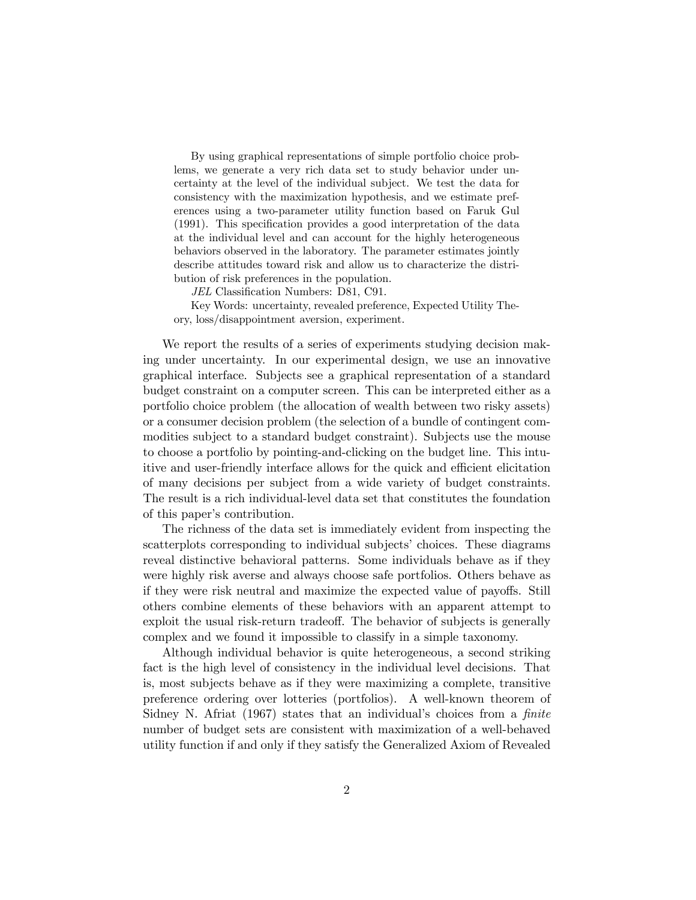By using graphical representations of simple portfolio choice problems, we generate a very rich data set to study behavior under uncertainty at the level of the individual subject. We test the data for consistency with the maximization hypothesis, and we estimate preferences using a two-parameter utility function based on Faruk Gul (1991). This specification provides a good interpretation of the data at the individual level and can account for the highly heterogeneous behaviors observed in the laboratory. The parameter estimates jointly describe attitudes toward risk and allow us to characterize the distribution of risk preferences in the population.

*JEL* Classification Numbers: D81, C91.

Key Words: uncertainty, revealed preference, Expected Utility Theory, loss/disappointment aversion, experiment.

We report the results of a series of experiments studying decision making under uncertainty. In our experimental design, we use an innovative graphical interface. Subjects see a graphical representation of a standard budget constraint on a computer screen. This can be interpreted either as a portfolio choice problem (the allocation of wealth between two risky assets) or a consumer decision problem (the selection of a bundle of contingent commodities subject to a standard budget constraint). Subjects use the mouse to choose a portfolio by pointing-and-clicking on the budget line. This intuitive and user-friendly interface allows for the quick and efficient elicitation of many decisions per subject from a wide variety of budget constraints. The result is a rich individual-level data set that constitutes the foundation of this paper's contribution.

The richness of the data set is immediately evident from inspecting the scatterplots corresponding to individual subjects' choices. These diagrams reveal distinctive behavioral patterns. Some individuals behave as if they were highly risk averse and always choose safe portfolios. Others behave as if they were risk neutral and maximize the expected value of payoffs. Still others combine elements of these behaviors with an apparent attempt to exploit the usual risk-return tradeoff. The behavior of subjects is generally complex and we found it impossible to classify in a simple taxonomy.

Although individual behavior is quite heterogeneous, a second striking fact is the high level of consistency in the individual level decisions. That is, most subjects behave as if they were maximizing a complete, transitive preference ordering over lotteries (portfolios). A well-known theorem of Sidney N. Afriat (1967) states that an individual's choices from a *finite* number of budget sets are consistent with maximization of a well-behaved utility function if and only if they satisfy the Generalized Axiom of Revealed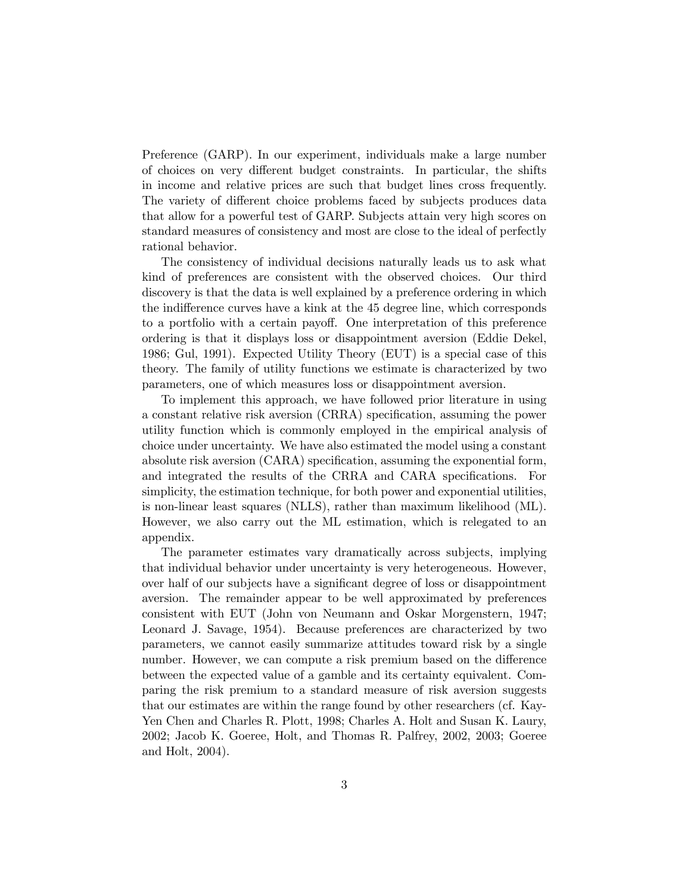Preference (GARP). In our experiment, individuals make a large number of choices on very different budget constraints. In particular, the shifts in income and relative prices are such that budget lines cross frequently. The variety of different choice problems faced by subjects produces data that allow for a powerful test of GARP. Subjects attain very high scores on standard measures of consistency and most are close to the ideal of perfectly rational behavior.

The consistency of individual decisions naturally leads us to ask what kind of preferences are consistent with the observed choices. Our third discovery is that the data is well explained by a preference ordering in which the indifference curves have a kink at the 45 degree line, which corresponds to a portfolio with a certain payoff. One interpretation of this preference ordering is that it displays loss or disappointment aversion (Eddie Dekel, 1986; Gul, 1991). Expected Utility Theory (EUT) is a special case of this theory. The family of utility functions we estimate is characterized by two parameters, one of which measures loss or disappointment aversion.

To implement this approach, we have followed prior literature in using a constant relative risk aversion (CRRA) specification, assuming the power utility function which is commonly employed in the empirical analysis of choice under uncertainty. We have also estimated the model using a constant absolute risk aversion (CARA) specification, assuming the exponential form, and integrated the results of the CRRA and CARA specifications. For simplicity, the estimation technique, for both power and exponential utilities, is non-linear least squares (NLLS), rather than maximum likelihood (ML). However, we also carry out the ML estimation, which is relegated to an appendix.

The parameter estimates vary dramatically across subjects, implying that individual behavior under uncertainty is very heterogeneous. However, over half of our subjects have a significant degree of loss or disappointment aversion. The remainder appear to be well approximated by preferences consistent with EUT (John von Neumann and Oskar Morgenstern, 1947; Leonard J. Savage, 1954). Because preferences are characterized by two parameters, we cannot easily summarize attitudes toward risk by a single number. However, we can compute a risk premium based on the difference between the expected value of a gamble and its certainty equivalent. Comparing the risk premium to a standard measure of risk aversion suggests that our estimates are within the range found by other researchers (cf. Kay-Yen Chen and Charles R. Plott, 1998; Charles A. Holt and Susan K. Laury, 2002; Jacob K. Goeree, Holt, and Thomas R. Palfrey, 2002, 2003; Goeree and Holt, 2004).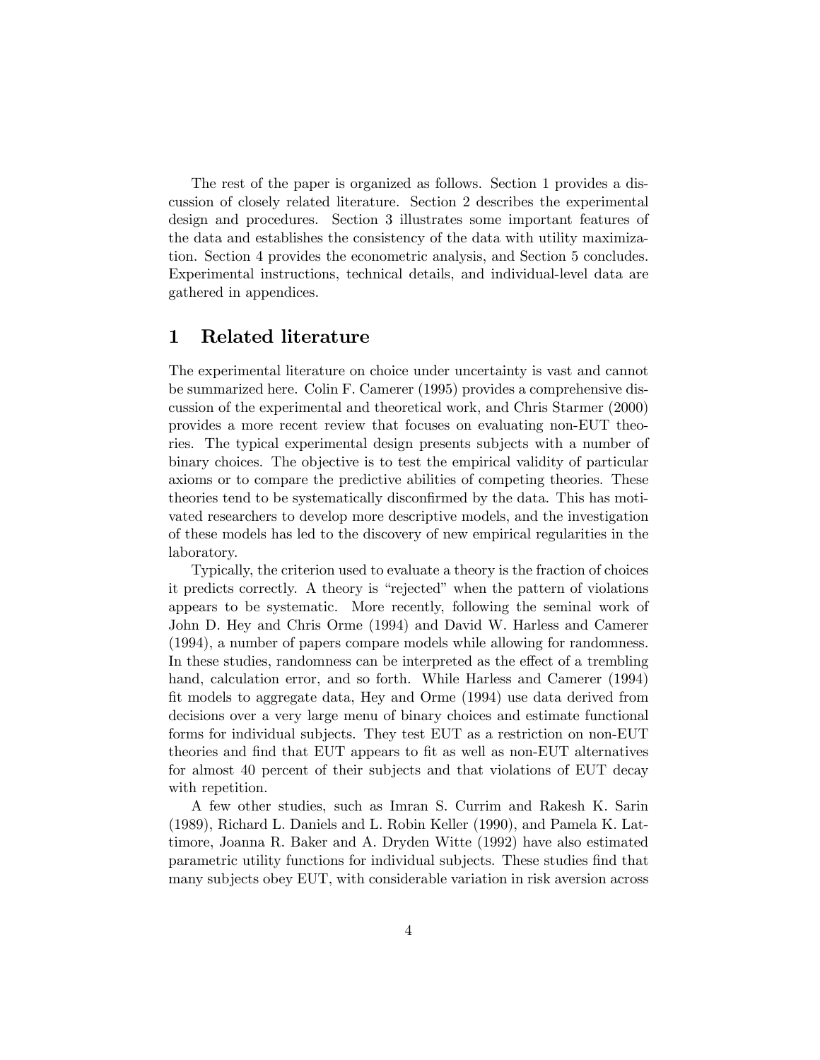The rest of the paper is organized as follows. Section 1 provides a discussion of closely related literature. Section 2 describes the experimental design and procedures. Section 3 illustrates some important features of the data and establishes the consistency of the data with utility maximization. Section 4 provides the econometric analysis, and Section 5 concludes. Experimental instructions, technical details, and individual-level data are gathered in appendices.

# 1 Related literature

The experimental literature on choice under uncertainty is vast and cannot be summarized here. Colin F. Camerer (1995) provides a comprehensive discussion of the experimental and theoretical work, and Chris Starmer (2000) provides a more recent review that focuses on evaluating non-EUT theories. The typical experimental design presents subjects with a number of binary choices. The objective is to test the empirical validity of particular axioms or to compare the predictive abilities of competing theories. These theories tend to be systematically disconfirmed by the data. This has motivated researchers to develop more descriptive models, and the investigation of these models has led to the discovery of new empirical regularities in the laboratory.

Typically, the criterion used to evaluate a theory is the fraction of choices it predicts correctly. A theory is "rejected" when the pattern of violations appears to be systematic. More recently, following the seminal work of John D. Hey and Chris Orme (1994) and David W. Harless and Camerer (1994), a number of papers compare models while allowing for randomness. In these studies, randomness can be interpreted as the effect of a trembling hand, calculation error, and so forth. While Harless and Camerer (1994) fit models to aggregate data, Hey and Orme (1994) use data derived from decisions over a very large menu of binary choices and estimate functional forms for individual subjects. They test EUT as a restriction on non-EUT theories and find that EUT appears to fit as well as non-EUT alternatives for almost 40 percent of their subjects and that violations of EUT decay with repetition.

A few other studies, such as Imran S. Currim and Rakesh K. Sarin (1989), Richard L. Daniels and L. Robin Keller (1990), and Pamela K. Lattimore, Joanna R. Baker and A. Dryden Witte (1992) have also estimated parametric utility functions for individual subjects. These studies find that many subjects obey EUT, with considerable variation in risk aversion across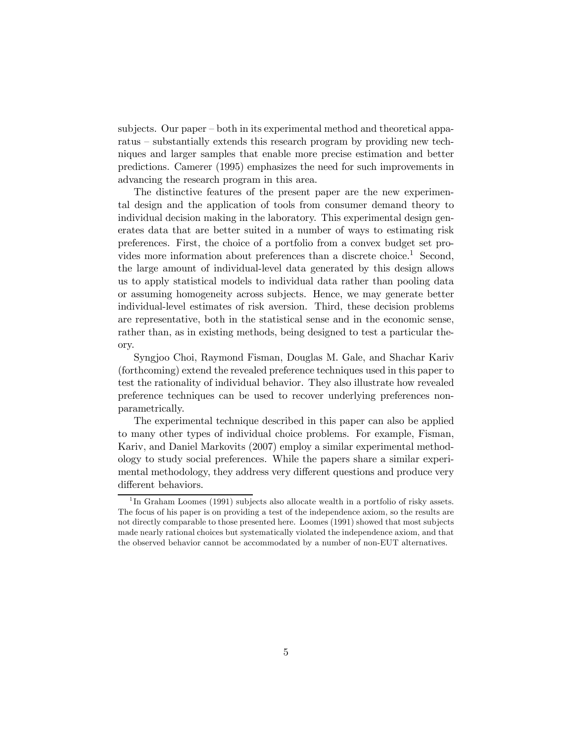subjects. Our paper – both in its experimental method and theoretical apparatus – substantially extends this research program by providing new techniques and larger samples that enable more precise estimation and better predictions. Camerer (1995) emphasizes the need for such improvements in advancing the research program in this area.

The distinctive features of the present paper are the new experimental design and the application of tools from consumer demand theory to individual decision making in the laboratory. This experimental design generates data that are better suited in a number of ways to estimating risk preferences. First, the choice of a portfolio from a convex budget set provides more information about preferences than a discrete choice.[1] Second, the large amount of individual-level data generated by this design allows us to apply statistical models to individual data rather than pooling data or assuming homogeneity across subjects. Hence, we may generate better individual-level estimates of risk aversion. Third, these decision problems are representative, both in the statistical sense and in the economic sense, rather than, as in existing methods, being designed to test a particular theory.

Syngjoo Choi, Raymond Fisman, Douglas M. Gale, and Shachar Kariv (forthcoming) extend the revealed preference techniques used in this paper to test the rationality of individual behavior. They also illustrate how revealed preference techniques can be used to recover underlying preferences nonparametrically.

The experimental technique described in this paper can also be applied to many other types of individual choice problems. For example, Fisman, Kariv, and Daniel Markovits (2007) employ a similar experimental methodology to study social preferences. While the papers share a similar experimental methodology, they address very different questions and produce very different behaviors.

[1] In Graham Loomes (1991) subjects also allocate wealth in a portfolio of risky assets. The focus of his paper is on providing a test of the independence axiom, so the results are not directly comparable to those presented here. Loomes (1991) showed that most subjects made nearly rational choices but systematically violated the independence axiom, and that the observed behavior cannot be accommodated by a number of non-EUT alternatives.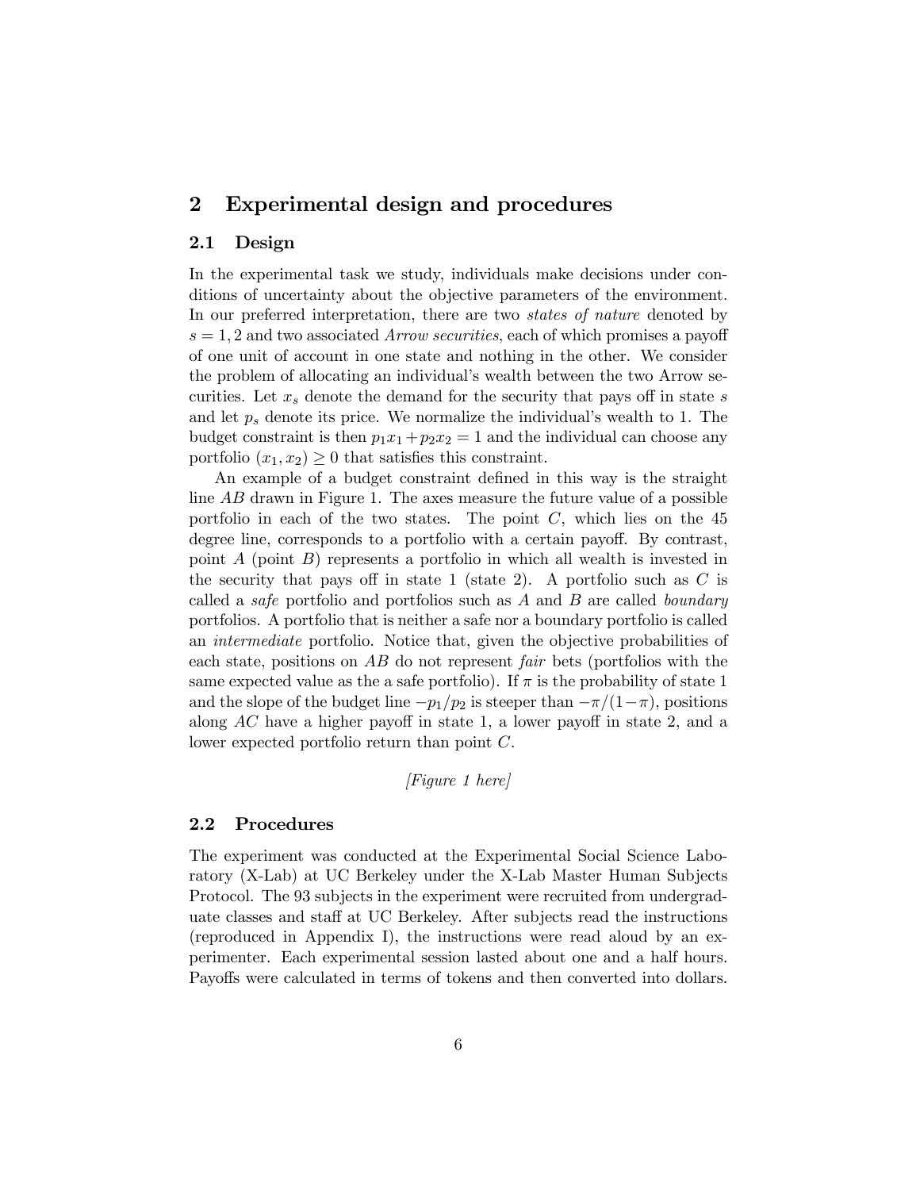## 2 Experimental design and procedures

### 2.1 Design

In the experimental task we study, individuals make decisions under conditions of uncertainty about the objective parameters of the environment. In our preferred interpretation, there are two *states of nature* denoted by $s = 1, 2$ and two associated *Arrow securities*, each of which promises a payoff of one unit of account in one state and nothing in the other. We consider the problem of allocating an individual's wealth between the two Arrow securities. Let $x_s$ denote the demand for the security that pays off in state $s$ and let $p_s$ denote its price. We normalize the individual's wealth to 1. The budget constraint is then $p_1x_1 + p_2x_2 = 1$ and the individual can choose any portfolio $(x_1, x_2) \geq 0$ that satisfies this constraint.

An example of a budget constraint defined in this way is the straight line $AB$ drawn in Figure 1. The axes measure the future value of a possible portfolio in each of the two states. The point $C$, which lies on the 45 degree line, corresponds to a portfolio with a certain payoff. By contrast, point $A$ (point $B$) represents a portfolio in which all wealth is invested in the security that pays off in state 1 (state 2). A portfolio such as $C$ is called a *safe* portfolio and portfolios such as $A$ and $B$ are called *boundary* portfolios. A portfolio that is neither a safe nor a boundary portfolio is called an *intermediate* portfolio. Notice that, given the objective probabilities of each state, positions on $AB$ do not represent *fair* bets (portfolios with the same expected value as the a safe portfolio). If $\pi$ is the probability of state 1 and the slope of the budget line $-p_1/p_2$ is steeper than $-\pi/(1-\pi)$, positions along $AC$ have a higher payoff in state 1, a lower payoff in state 2, and a lower expected portfolio return than point $C$.

*[Figure 1 here]*

### 2.2 Procedures

The experiment was conducted at the Experimental Social Science Laboratory (X-Lab) at UC Berkeley under the X-Lab Master Human Subjects Protocol. The 93 subjects in the experiment were recruited from undergraduate classes and staff at UC Berkeley. After subjects read the instructions (reproduced in Appendix I), the instructions were read aloud by an experimenter. Each experimental session lasted about one and a half hours. Payoffs were calculated in terms of tokens and then converted into dollars.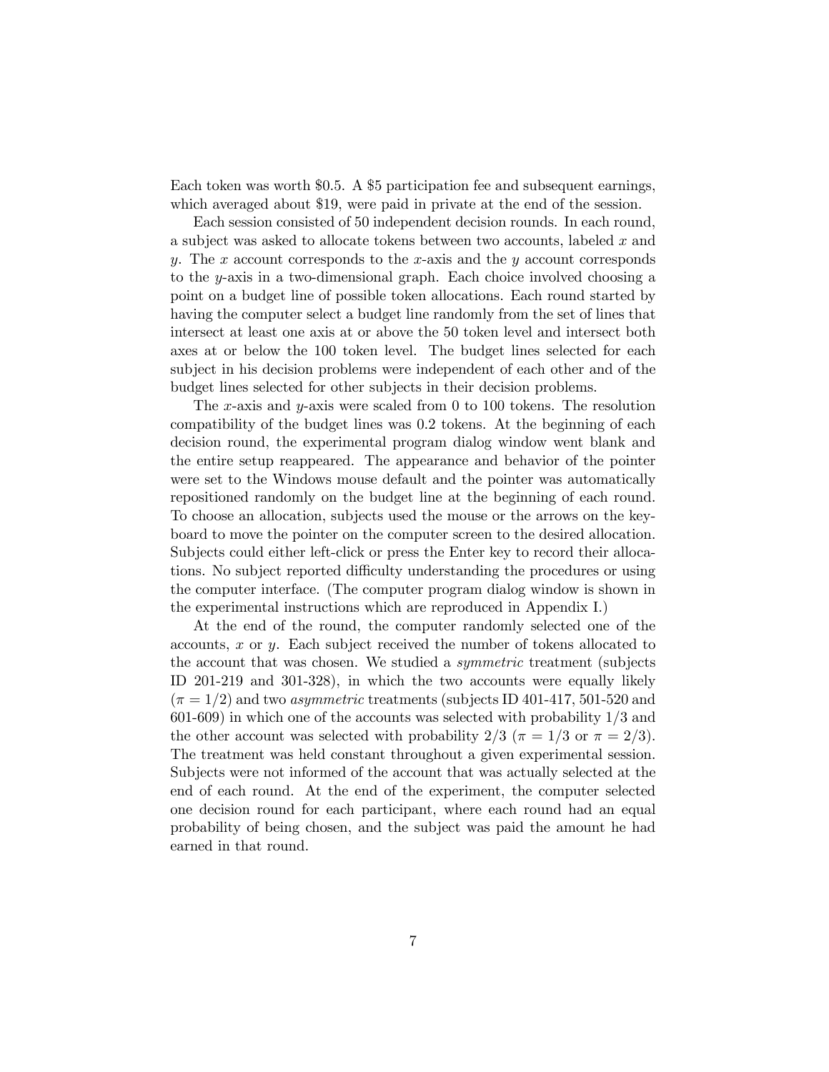Each token was worth \$0.5. A \$5 participation fee and subsequent earnings, which averaged about \$19, were paid in private at the end of the session.

Each session consisted of 50 independent decision rounds. In each round, a subject was asked to allocate tokens between two accounts, labeled $x$ and $y$. The $x$ account corresponds to the $x$-axis and the $y$ account corresponds to the $y$-axis in a two-dimensional graph. Each choice involved choosing a point on a budget line of possible token allocations. Each round started by having the computer select a budget line randomly from the set of lines that intersect at least one axis at or above the 50 token level and intersect both axes at or below the 100 token level. The budget lines selected for each subject in his decision problems were independent of each other and of the budget lines selected for other subjects in their decision problems.

The $x$-axis and $y$-axis were scaled from 0 to 100 tokens. The resolution compatibility of the budget lines was 0.2 tokens. At the beginning of each decision round, the experimental program dialog window went blank and the entire setup reappeared. The appearance and behavior of the pointer were set to the Windows mouse default and the pointer was automatically repositioned randomly on the budget line at the beginning of each round. To choose an allocation, subjects used the mouse or the arrows on the keyboard to move the pointer on the computer screen to the desired allocation. Subjects could either left-click or press the Enter key to record their allocations. No subject reported difficulty understanding the procedures or using the computer interface. (The computer program dialog window is shown in the experimental instructions which are reproduced in Appendix I.)

At the end of the round, the computer randomly selected one of the accounts, $x$ or $y$. Each subject received the number of tokens allocated to the account that was chosen. We studied a *symmetric* treatment (subjects ID 201-219 and 301-328), in which the two accounts were equally likely ($\pi = 1/2$) and two *asymmetric* treatments (subjects ID 401-417, 501-520 and 601-609) in which one of the accounts was selected with probability 1/3 and the other account was selected with probability 2/3 ($\pi = 1/3$ or $\pi = 2/3$). The treatment was held constant throughout a given experimental session. Subjects were not informed of the account that was actually selected at the end of each round. At the end of the experiment, the computer selected one decision round for each participant, where each round had an equal probability of being chosen, and the subject was paid the amount he had earned in that round.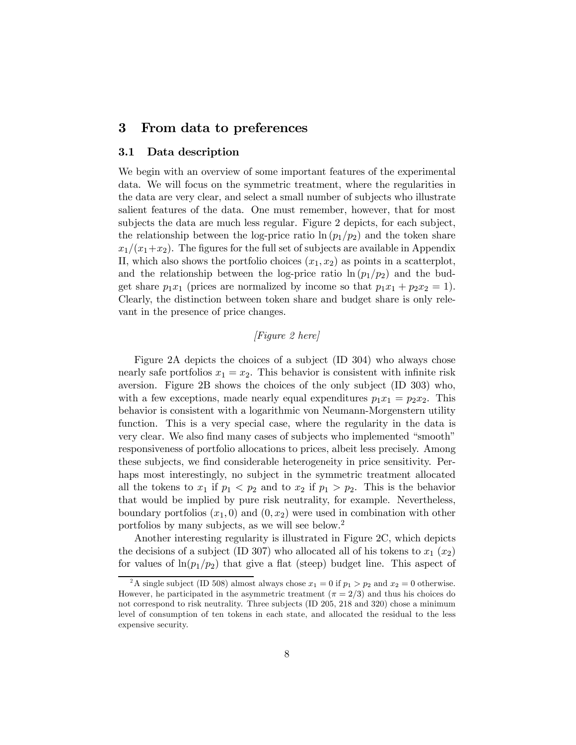# 3 From data to preferences

## 3.1 Data description

We begin with an overview of some important features of the experimental data. We will focus on the symmetric treatment, where the regularities in the data are very clear, and select a small number of subjects who illustrate salient features of the data. One must remember, however, that for most subjects the data are much less regular. Figure 2 depicts, for each subject, the relationship between the log-price ratio $\ln(p_1/p_2)$ and the token share $x_1/(x_1+x_2)$. The figures for the full set of subjects are available in Appendix II, which also shows the portfolio choices $(x_1, x_2)$ as points in a scatterplot, and the relationship between the log-price ratio $\ln(p_1/p_2)$ and the budget share $p_1x_1$ (prices are normalized by income so that $p_1x_1 + p_2x_2 = 1$). Clearly, the distinction between token share and budget share is only relevant in the presence of price changes.

*[Figure 2 here]*

Figure 2A depicts the choices of a subject (ID 304) who always chose nearly safe portfolios $x_1 = x_2$. This behavior is consistent with infinite risk aversion. Figure 2B shows the choices of the only subject (ID 303) who, with a few exceptions, made nearly equal expenditures $p_1x_1 = p_2x_2$. This behavior is consistent with a logarithmic von Neumann-Morgenstern utility function. This is a very special case, where the regularity in the data is very clear. We also find many cases of subjects who implemented "smooth" responsiveness of portfolio allocations to prices, albeit less precisely. Among these subjects, we find considerable heterogeneity in price sensitivity. Perhaps most interestingly, no subject in the symmetric treatment allocated all the tokens to $x_1$ if $p_1 < p_2$ and to $x_2$ if $p_1 > p_2$. This is the behavior that would be implied by pure risk neutrality, for example. Nevertheless, boundary portfolios $(x_1, 0)$ and $(0, x_2)$ were used in combination with other portfolios by many subjects, as we will see below.[2]

Another interesting regularity is illustrated in Figure 2C, which depicts the decisions of a subject (ID 307) who allocated all of his tokens to $x_1$ ($x_2$) for values of $\ln(p_1/p_2)$ that give a flat (steep) budget line. This aspect of

[2] A single subject (ID 508) almost always chose $x_1 = 0$ if $p_1 > p_2$ and $x_2 = 0$ otherwise. However, he participated in the asymmetric treatment ($\pi = 2/3$) and thus his choices do not correspond to risk neutrality. Three subjects (ID 205, 218 and 320) chose a minimum level of consumption of ten tokens in each state, and allocated the residual to the less expensive security.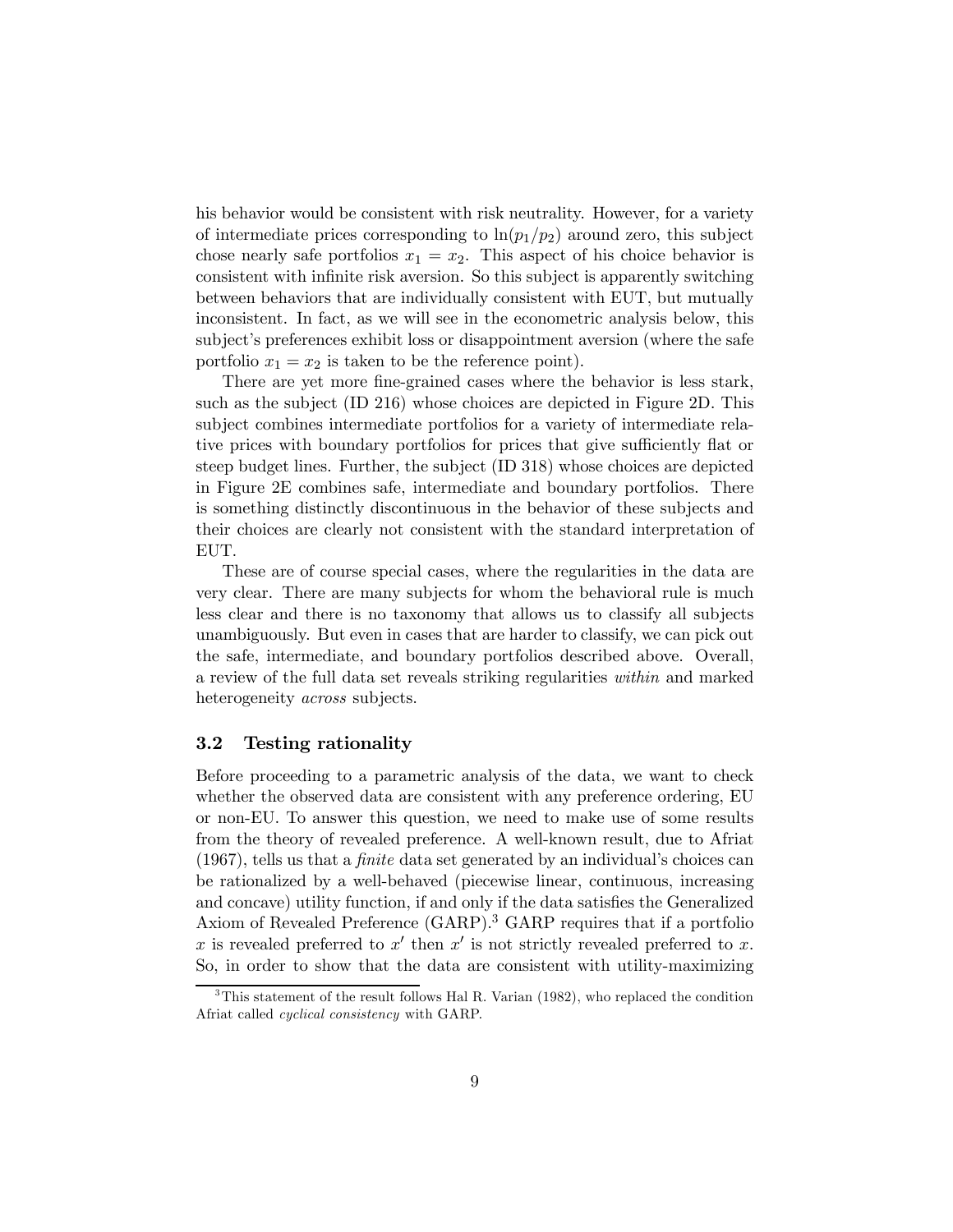his behavior would be consistent with risk neutrality. However, for a variety of intermediate prices corresponding to $\ln(p_1/p_2)$ around zero, this subject chose nearly safe portfolios $x_1 = x_2$. This aspect of his choice behavior is consistent with infinite risk aversion. So this subject is apparently switching between behaviors that are individually consistent with EUT, but mutually inconsistent. In fact, as we will see in the econometric analysis below, this subject's preferences exhibit loss or disappointment aversion (where the safe portfolio $x_1 = x_2$ is taken to be the reference point).

There are yet more fine-grained cases where the behavior is less stark, such as the subject (ID 216) whose choices are depicted in Figure 2D. This subject combines intermediate portfolios for a variety of intermediate relative prices with boundary portfolios for prices that give sufficiently flat or steep budget lines. Further, the subject (ID 318) whose choices are depicted in Figure 2E combines safe, intermediate and boundary portfolios. There is something distinctly discontinuous in the behavior of these subjects and their choices are clearly not consistent with the standard interpretation of EUT.

These are of course special cases, where the regularities in the data are very clear. There are many subjects for whom the behavioral rule is much less clear and there is no taxonomy that allows us to classify all subjects unambiguously. But even in cases that are harder to classify, we can pick out the safe, intermediate, and boundary portfolios described above. Overall, a review of the full data set reveals striking regularities *within* and marked heterogeneity *across* subjects.

### 3.2 Testing rationality

Before proceeding to a parametric analysis of the data, we want to check whether the observed data are consistent with any preference ordering, EU or non-EU. To answer this question, we need to make use of some results from the theory of revealed preference. A well-known result, due to Afriat (1967), tells us that a *finite* data set generated by an individual's choices can be rationalized by a well-behaved (piecewise linear, continuous, increasing and concave) utility function, if and only if the data satisfies the Generalized Axiom of Revealed Preference (GARP).[3] GARP requires that if a portfolio $x$ is revealed preferred to $x'$ then $x'$ is not strictly revealed preferred to $x$. So, in order to show that the data are consistent with utility-maximizing

[3] This statement of the result follows Hal R. Varian (1982), who replaced the condition Afriat called *cyclical consistency* with GARP.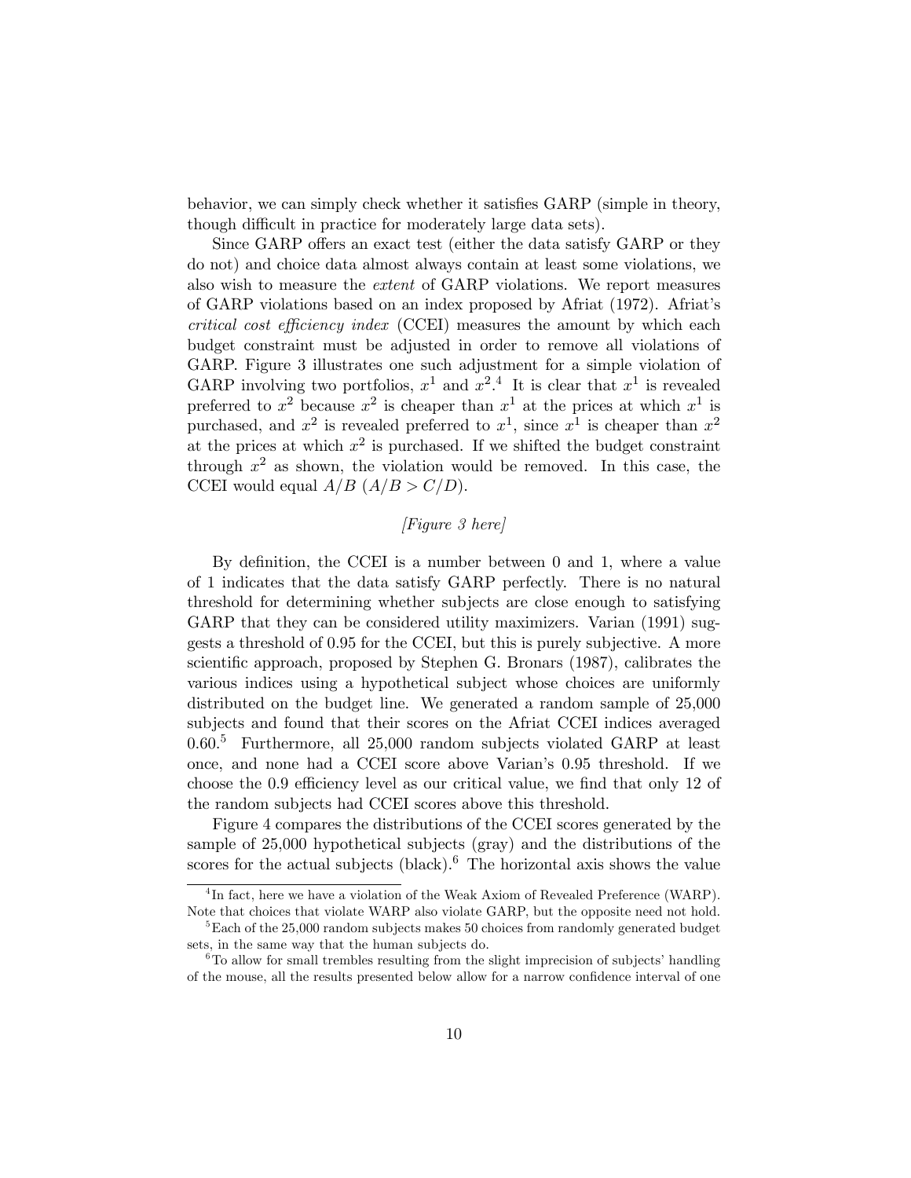behavior, we can simply check whether it satisfies GARP (simple in theory, though difficult in practice for moderately large data sets).

Since GARP offers an exact test (either the data satisfy GARP or they do not) and choice data almost always contain at least some violations, we also wish to measure the *extent* of GARP violations. We report measures of GARP violations based on an index proposed by Afriat (1972). Afriat's *critical cost efficiency index* (CCEI) measures the amount by which each budget constraint must be adjusted in order to remove all violations of GARP. Figure 3 illustrates one such adjustment for a simple violation of GARP involving two portfolios, $x^1$ and $x^2$.[4] It is clear that $x^1$ is revealed preferred to $x^2$ because $x^2$ is cheaper than $x^1$ at the prices at which $x^1$ is purchased, and $x^2$ is revealed preferred to $x^1$, since $x^1$ is cheaper than $x^2$ at the prices at which $x^2$ is purchased. If we shifted the budget constraint through $x^2$ as shown, the violation would be removed. In this case, the CCEI would equal $A/B$ ($A/B > C/D$).

*[Figure 3 here]*

By definition, the CCEI is a number between 0 and 1, where a value of 1 indicates that the data satisfy GARP perfectly. There is no natural threshold for determining whether subjects are close enough to satisfying GARP that they can be considered utility maximizers. Varian (1991) suggests a threshold of 0.95 for the CCEI, but this is purely subjective. A more scientific approach, proposed by Stephen G. Bronars (1987), calibrates the various indices using a hypothetical subject whose choices are uniformly distributed on the budget line. We generated a random sample of 25,000 subjects and found that their scores on the Afriat CCEI indices averaged 0.60.[5] Furthermore, all 25,000 random subjects violated GARP at least once, and none had a CCEI score above Varian's 0.95 threshold. If we choose the 0.9 efficiency level as our critical value, we find that only 12 of the random subjects had CCEI scores above this threshold.

Figure 4 compares the distributions of the CCEI scores generated by the sample of 25,000 hypothetical subjects (gray) and the distributions of the scores for the actual subjects (black).[6] The horizontal axis shows the value

---

[4] In fact, here we have a violation of the Weak Axiom of Revealed Preference (WARP). Note that choices that violate WARP also violate GARP, but the opposite need not hold.

[5] Each of the 25,000 random subjects makes 50 choices from randomly generated budget sets, in the same way that the human subjects do.

[6] To allow for small trembles resulting from the slight imprecision of subjects' handling of the mouse, all the results presented below allow for a narrow confidence interval of one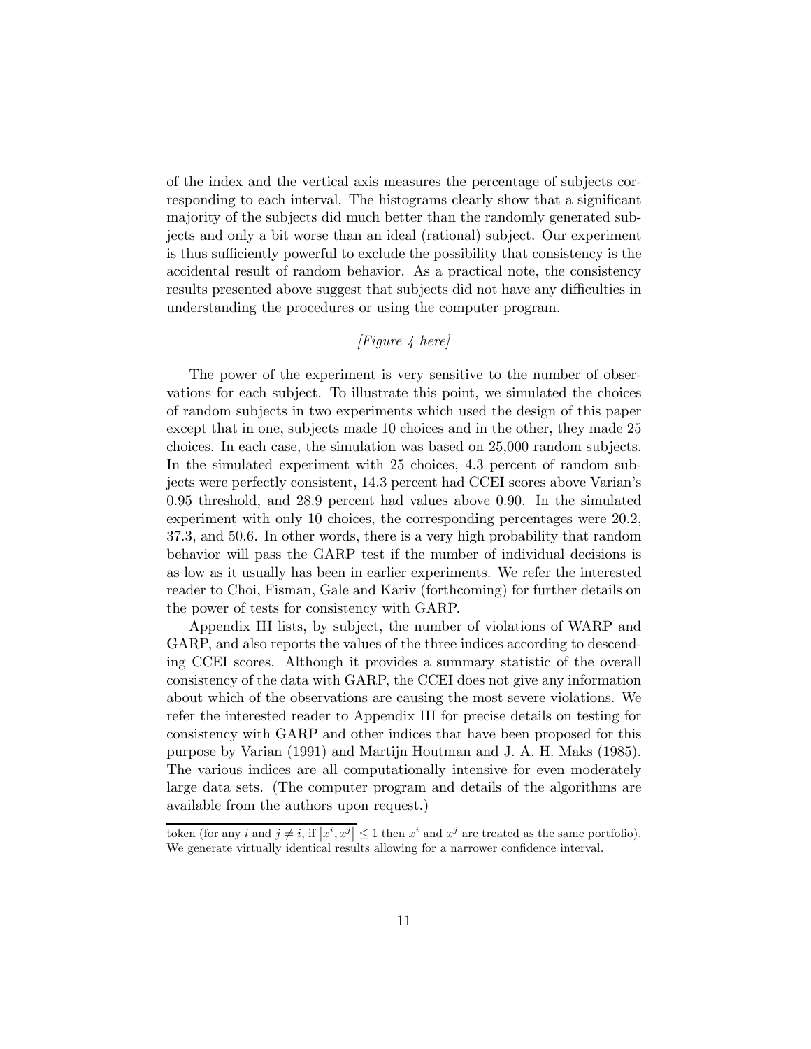of the index and the vertical axis measures the percentage of subjects corresponding to each interval. The histograms clearly show that a significant majority of the subjects did much better than the randomly generated subjects and only a bit worse than an ideal (rational) subject. Our experiment is thus sufficiently powerful to exclude the possibility that consistency is the accidental result of random behavior. As a practical note, the consistency results presented above suggest that subjects did not have any difficulties in understanding the procedures or using the computer program.

*[Figure 4 here]*

The power of the experiment is very sensitive to the number of observations for each subject. To illustrate this point, we simulated the choices of random subjects in two experiments which used the design of this paper except that in one, subjects made 10 choices and in the other, they made 25 choices. In each case, the simulation was based on 25,000 random subjects. In the simulated experiment with 25 choices, 4.3 percent of random subjects were perfectly consistent, 14.3 percent had CCEI scores above Varian's 0.95 threshold, and 28.9 percent had values above 0.90. In the simulated experiment with only 10 choices, the corresponding percentages were 20.2, 37.3, and 50.6. In other words, there is a very high probability that random behavior will pass the GARP test if the number of individual decisions is as low as it usually has been in earlier experiments. We refer the interested reader to Choi, Fisman, Gale and Kariv (forthcoming) for further details on the power of tests for consistency with GARP.

Appendix III lists, by subject, the number of violations of WARP and GARP, and also reports the values of the three indices according to descending CCEI scores. Although it provides a summary statistic of the overall consistency of the data with GARP, the CCEI does not give any information about which of the observations are causing the most severe violations. We refer the interested reader to Appendix III for precise details on testing for consistency with GARP and other indices that have been proposed for this purpose by Varian (1991) and Martijn Houtman and J. A. H. Maks (1985). The various indices are all computationally intensive for even moderately large data sets. (The computer program and details of the algorithms are available from the authors upon request.)

---

token (for any $i$ and $j \neq i$, if $|x^i, x^j| \leq 1$ then $x^i$ and $x^j$ are treated as the same portfolio). We generate virtually identical results allowing for a narrower confidence interval.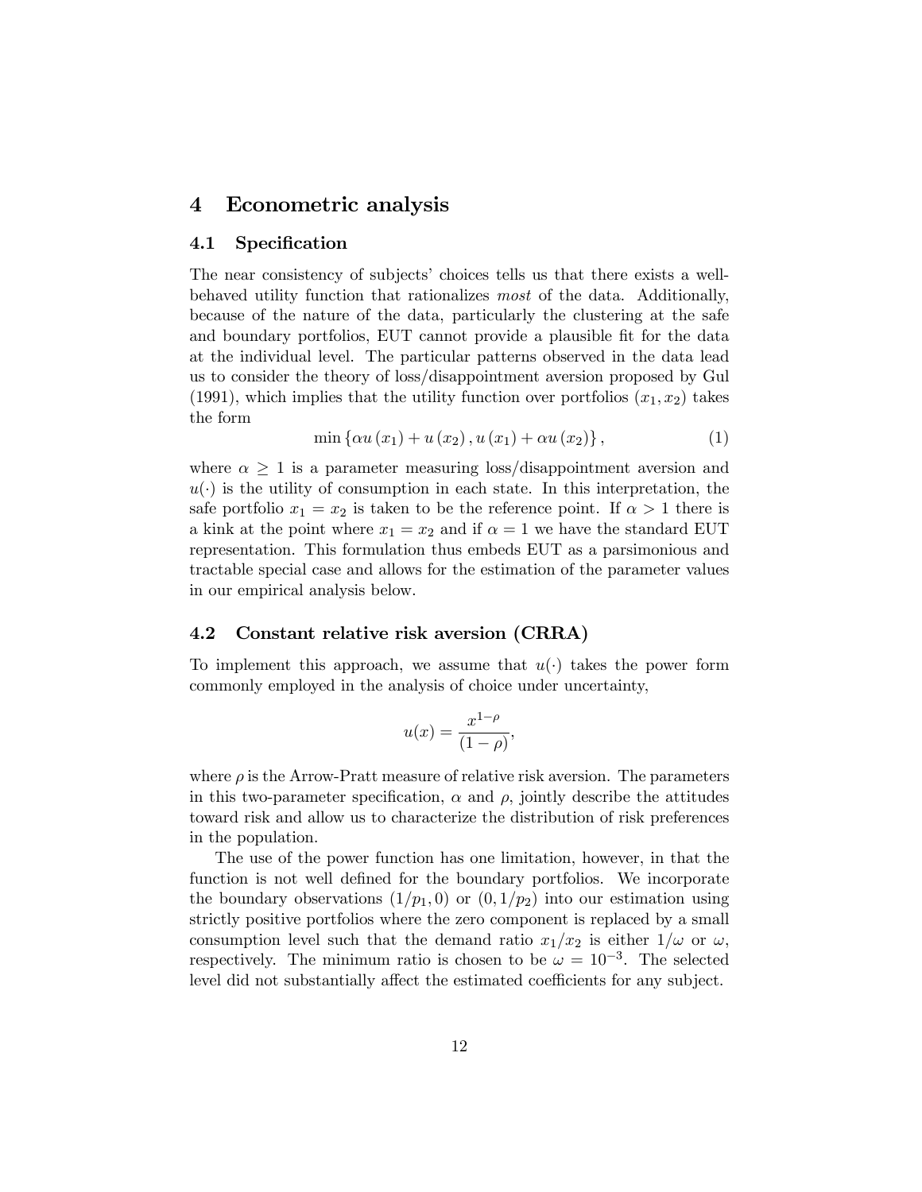# 4 Econometric analysis

## 4.1 Specification

The near consistency of subjects' choices tells us that there exists a well-behaved utility function that rationalizes *most* of the data. Additionally, because of the nature of the data, particularly the clustering at the safe and boundary portfolios, EUT cannot provide a plausible fit for the data at the individual level. The particular patterns observed in the data lead us to consider the theory of loss/disappointment aversion proposed by Gul (1991), which implies that the utility function over portfolios $(x_1, x_2)$ takes the form

$$\min \{ \alpha u(x_1) + u(x_2), u(x_1) + \alpha u(x_2) \}, \tag{1}$$

where $\alpha \geq 1$ is a parameter measuring loss/disappointment aversion and $u(\cdot)$ is the utility of consumption in each state. In this interpretation, the safe portfolio $x_1 = x_2$ is taken to be the reference point. If $\alpha > 1$ there is a kink at the point where $x_1 = x_2$ and if $\alpha = 1$ we have the standard EUT representation. This formulation thus embeds EUT as a parsimonious and tractable special case and allows for the estimation of the parameter values in our empirical analysis below.

## 4.2 Constant relative risk aversion (CRRA)

To implement this approach, we assume that $u(\cdot)$ takes the power form commonly employed in the analysis of choice under uncertainty,

$$u(x) = \frac{x^{1-\rho}}{(1-\rho)},$$

where $\rho$ is the Arrow-Pratt measure of relative risk aversion. The parameters in this two-parameter specification, $\alpha$ and $\rho$, jointly describe the attitudes toward risk and allow us to characterize the distribution of risk preferences in the population.

The use of the power function has one limitation, however, in that the function is not well defined for the boundary portfolios. We incorporate the boundary observations $(1/p_1, 0)$ or $(0, 1/p_2)$ into our estimation using strictly positive portfolios where the zero component is replaced by a small consumption level such that the demand ratio $x_1/x_2$ is either $1/\omega$ or $\omega$, respectively. The minimum ratio is chosen to be $\omega = 10^{-3}$. The selected level did not substantially affect the estimated coefficients for any subject.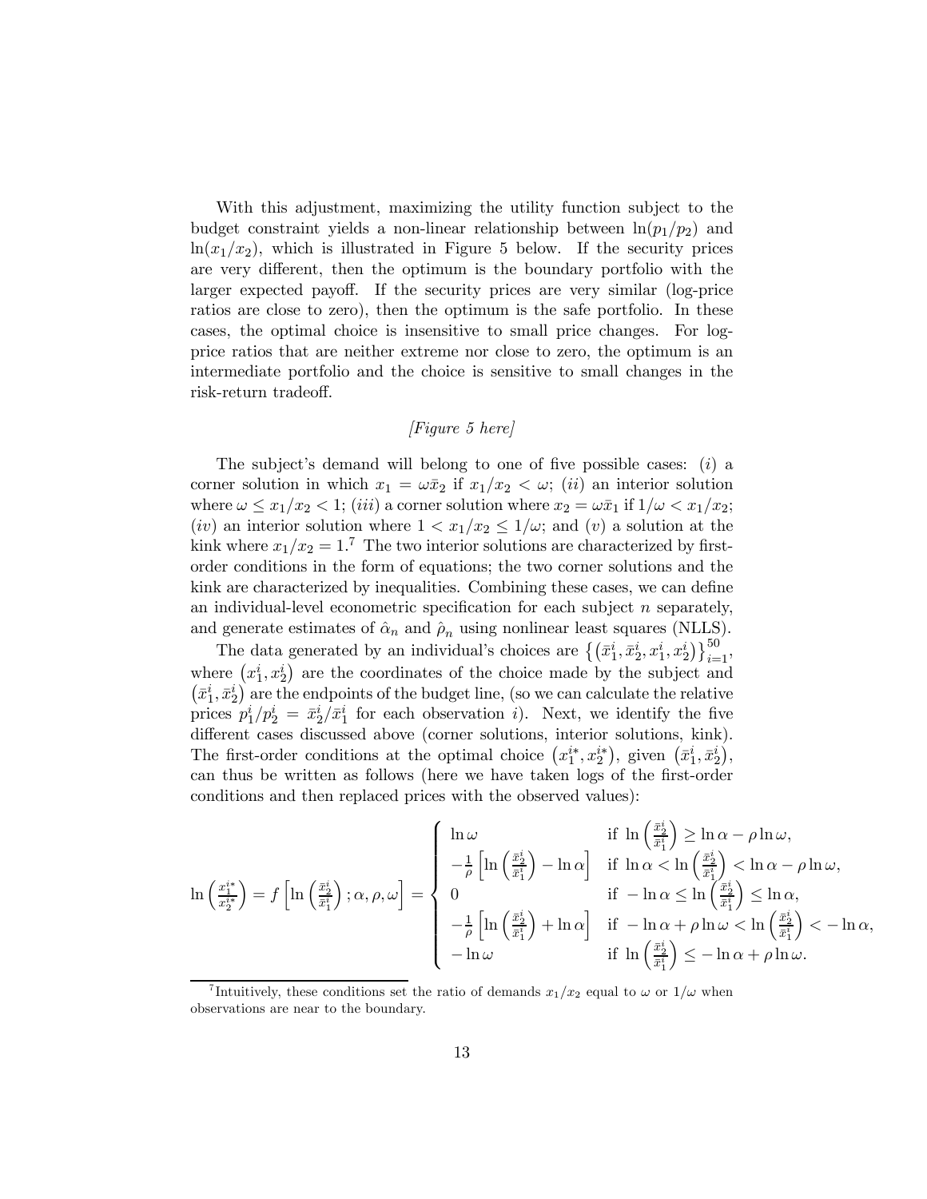With this adjustment, maximizing the utility function subject to the budget constraint yields a non-linear relationship between $\ln(p_1/p_2)$ and $\ln(x_1/x_2)$, which is illustrated in Figure 5 below. If the security prices are very different, then the optimum is the boundary portfolio with the larger expected payoff. If the security prices are very similar (log-price ratios are close to zero), then the optimum is the safe portfolio. In these cases, the optimal choice is insensitive to small price changes. For log-price ratios that are neither extreme nor close to zero, the optimum is an intermediate portfolio and the choice is sensitive to small changes in the risk-return tradeoff.

*[Figure 5 here]*

The subject's demand will belong to one of five possible cases: $(i)$ a corner solution in which $x_1 = \omega \bar{x}_2$ if $x_1/x_2 < \omega$; $(ii)$ an interior solution where $\omega \leq x_1/x_2 < 1$; $(iii)$ a corner solution where $x_2 = \omega \bar{x}_1$ if $1/\omega < x_1/x_2$; $(iv)$ an interior solution where $1 < x_1/x_2 \leq 1/\omega$; and $(v)$ a solution at the kink where $x_1/x_2 = 1$.[7] The two interior solutions are characterized by first-order conditions in the form of equations; the two corner solutions and the kink are characterized by inequalities. Combining these cases, we can define an individual-level econometric specification for each subject $n$ separately, and generate estimates of $\hat{\alpha}_n$ and $\hat{\rho}_n$ using nonlinear least squares (NLLS).

The data generated by an individual's choices are $\left\{\left(\bar{x}_1^i, \bar{x}_2^i, x_1^i, x_2^i\right)\right\}_{i=1}^{50}$, where $\left(x_1^i, x_2^i\right)$ are the coordinates of the choice made by the subject and $\left(\bar{x}_1^i, \bar{x}_2^i\right)$ are the endpoints of the budget line, (so we can calculate the relative prices $p_1^i/p_2^i = \bar{x}_2^i/\bar{x}_1^i$ for each observation $i$). Next, we identify the five different cases discussed above (corner solutions, interior solutions, kink). The first-order conditions at the optimal choice $\left(x_1^{i*}, x_2^{i*}\right)$, given $\left(\bar{x}_1^i, \bar{x}_2^i\right)$, can thus be written as follows (here we have taken logs of the first-order conditions and then replaced prices with the observed values):

$$
\ln\left(\frac{x_1^{i*}}{x_2^{i*}}\right) = f\left[\ln\left(\frac{\bar{x}_2^i}{\bar{x}_1^i}\right); \alpha, \rho, \omega\right] = \begin{cases} \ln \omega & \text{if } \ln\left(\frac{\bar{x}_2^i}{\bar{x}_1^i}\right) \geq \ln \alpha - \rho \ln \omega, \\ -\frac{1}{\rho}\left[\ln\left(\frac{\bar{x}_2^i}{\bar{x}_1^i}\right) - \ln \alpha\right] & \text{if } \ln \alpha < \ln\left(\frac{\bar{x}_2^i}{\bar{x}_1^i}\right) < \ln \alpha - \rho \ln \omega, \\ 0 & \text{if } -\ln \alpha \leq \ln\left(\frac{\bar{x}_2^i}{\bar{x}_1^i}\right) \leq \ln \alpha, \\ -\frac{1}{\rho}\left[\ln\left(\frac{\bar{x}_2^i}{\bar{x}_1^i}\right) + \ln \alpha\right] & \text{if } -\ln \alpha + \rho \ln \omega < \ln\left(\frac{\bar{x}_2^i}{\bar{x}_1^i}\right) < -\ln \alpha, \\ -\ln \omega & \text{if } \ln\left(\frac{\bar{x}_2^i}{\bar{x}_1^i}\right) \leq -\ln \alpha + \rho \ln \omega. \end{cases}
$$

[7] Intuitively, these conditions set the ratio of demands $x_1/x_2$ equal to $\omega$ or $1/\omega$ when observations are near to the boundary.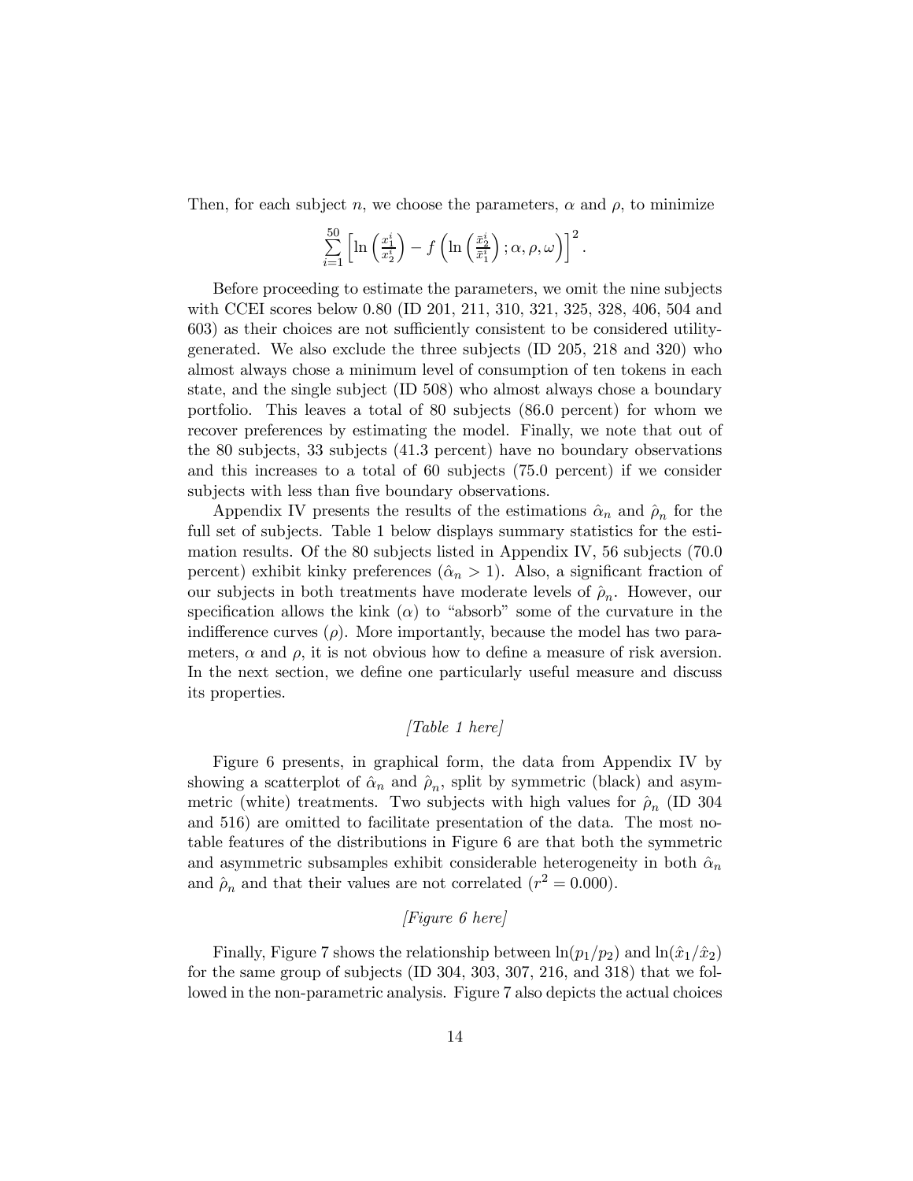Then, for each subject $n$, we choose the parameters, $\alpha$ and $\rho$, to minimize

$$\sum_{i=1}^{50} \left[ \ln\left(\frac{x_1^i}{x_2^i}\right) - f\left(\ln\left(\frac{\bar{x}_2^i}{\bar{x}_1^i}\right); \alpha, \rho, \omega\right) \right]^2.$$

Before proceeding to estimate the parameters, we omit the nine subjects with CCEI scores below 0.80 (ID 201, 211, 310, 321, 325, 328, 406, 504 and 603) as their choices are not sufficiently consistent to be considered utility-generated. We also exclude the three subjects (ID 205, 218 and 320) who almost always chose a minimum level of consumption of ten tokens in each state, and the single subject (ID 508) who almost always chose a boundary portfolio. This leaves a total of 80 subjects (86.0 percent) for whom we recover preferences by estimating the model. Finally, we note that out of the 80 subjects, 33 subjects (41.3 percent) have no boundary observations and this increases to a total of 60 subjects (75.0 percent) if we consider subjects with less than five boundary observations.

Appendix IV presents the results of the estimations $\hat{\alpha}_n$ and $\hat{\rho}_n$ for the full set of subjects. Table 1 below displays summary statistics for the estimation results. Of the 80 subjects listed in Appendix IV, 56 subjects (70.0 percent) exhibit kinky preferences ($\hat{\alpha}_n > 1$). Also, a significant fraction of our subjects in both treatments have moderate levels of $\hat{\rho}_n$. However, our specification allows the kink ($\alpha$) to "absorb" some of the curvature in the indifference curves ($\rho$). More importantly, because the model has two parameters, $\alpha$ and $\rho$, it is not obvious how to define a measure of risk aversion. In the next section, we define one particularly useful measure and discuss its properties.

*[Table 1 here]*

Figure 6 presents, in graphical form, the data from Appendix IV by showing a scatterplot of $\hat{\alpha}_n$ and $\hat{\rho}_n$, split by symmetric (black) and asymmetric (white) treatments. Two subjects with high values for $\hat{\rho}_n$ (ID 304 and 516) are omitted to facilitate presentation of the data. The most notable features of the distributions in Figure 6 are that both the symmetric and asymmetric subsamples exhibit considerable heterogeneity in both $\hat{\alpha}_n$ and $\hat{\rho}_n$ and that their values are not correlated ($r^2 = 0.000$).

*[Figure 6 here]*

Finally, Figure 7 shows the relationship between $\ln(p_1/p_2)$ and $\ln(\hat{x}_1/\hat{x}_2)$ for the same group of subjects (ID 304, 303, 307, 216, and 318) that we followed in the non-parametric analysis. Figure 7 also depicts the actual choices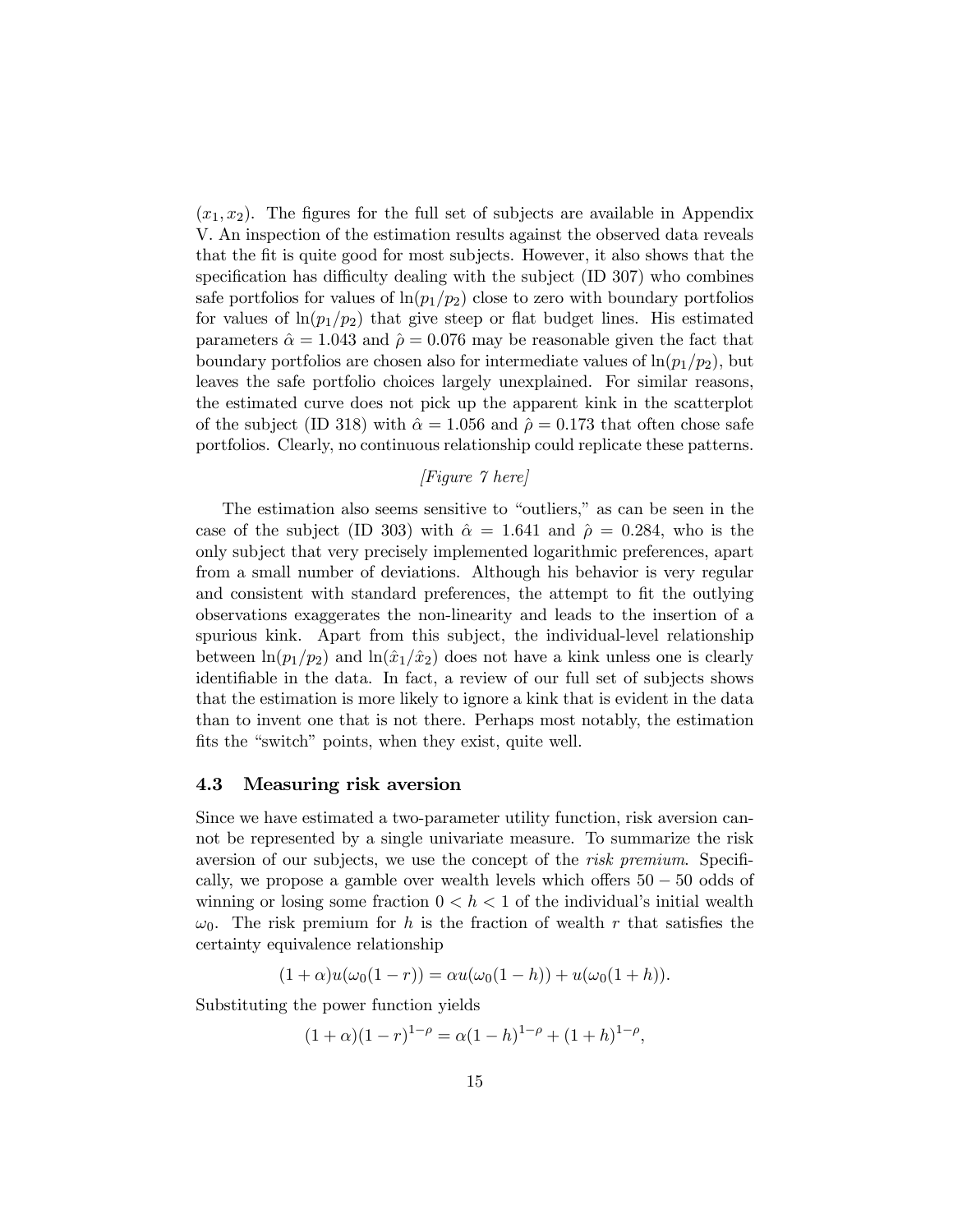$(x_1, x_2)$. The figures for the full set of subjects are available in Appendix V. An inspection of the estimation results against the observed data reveals that the fit is quite good for most subjects. However, it also shows that the specification has difficulty dealing with the subject (ID 307) who combines safe portfolios for values of $\ln(p_1/p_2)$ close to zero with boundary portfolios for values of $\ln(p_1/p_2)$ that give steep or flat budget lines. His estimated parameters $\hat{\alpha} = 1.043$ and $\hat{\rho} = 0.076$ may be reasonable given the fact that boundary portfolios are chosen also for intermediate values of $\ln(p_1/p_2)$, but leaves the safe portfolio choices largely unexplained. For similar reasons, the estimated curve does not pick up the apparent kink in the scatterplot of the subject (ID 318) with $\hat{\alpha} = 1.056$ and $\hat{\rho} = 0.173$ that often chose safe portfolios. Clearly, no continuous relationship could replicate these patterns.

*[Figure 7 here]*

The estimation also seems sensitive to "outliers," as can be seen in the case of the subject (ID 303) with $\hat{\alpha} = 1.641$ and $\hat{\rho} = 0.284$, who is the only subject that very precisely implemented logarithmic preferences, apart from a small number of deviations. Although his behavior is very regular and consistent with standard preferences, the attempt to fit the outlying observations exaggerates the non-linearity and leads to the insertion of a spurious kink. Apart from this subject, the individual-level relationship between $\ln(p_1/p_2)$ and $\ln(\hat{x}_1/\hat{x}_2)$ does not have a kink unless one is clearly identifiable in the data. In fact, a review of our full set of subjects shows that the estimation is more likely to ignore a kink that is evident in the data than to invent one that is not there. Perhaps most notably, the estimation fits the "switch" points, when they exist, quite well.

### 4.3 Measuring risk aversion

Since we have estimated a two-parameter utility function, risk aversion cannot be represented by a single univariate measure. To summarize the risk aversion of our subjects, we use the concept of the *risk premium*. Specifically, we propose a gamble over wealth levels which offers $50 - 50$ odds of winning or losing some fraction $0 < h < 1$ of the individual's initial wealth $\omega_0$. The risk premium for $h$ is the fraction of wealth $r$ that satisfies the certainty equivalence relationship

$$(1 + \alpha)u(\omega_0(1 - r)) = \alpha u(\omega_0(1 - h)) + u(\omega_0(1 + h)).$$

Substituting the power function yields

$$(1 + \alpha)(1 - r)^{1-\rho} = \alpha(1 - h)^{1-\rho} + (1 + h)^{1-\rho},$$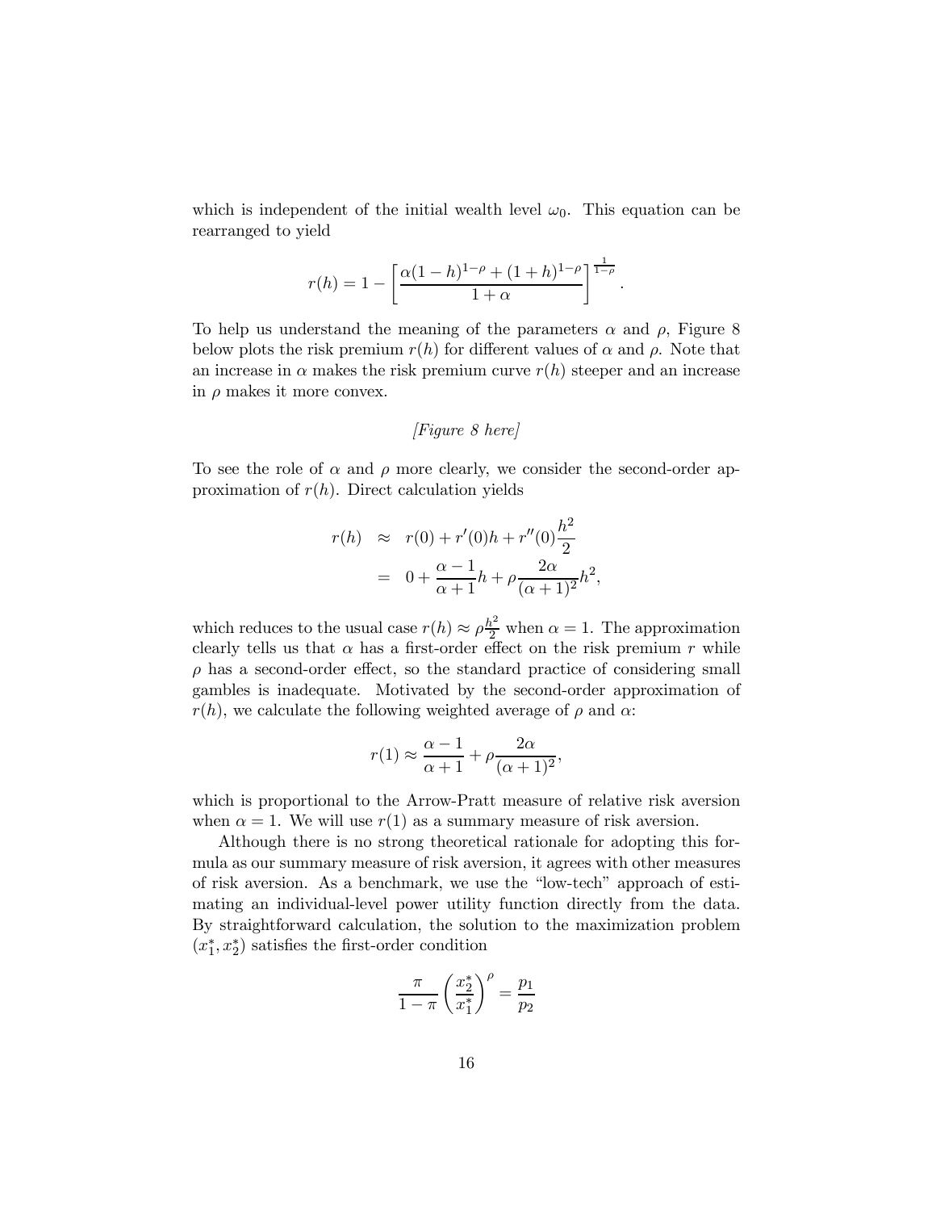which is independent of the initial wealth level $\omega_0$. This equation can be rearranged to yield

$$r(h) = 1 - \left[\frac{\alpha(1-h)^{1-\rho} + (1+h)^{1-\rho}}{1+\alpha}\right]^{\frac{1}{1-\rho}}.$$

To help us understand the meaning of the parameters $\alpha$ and $\rho$, Figure 8 below plots the risk premium $r(h)$ for different values of $\alpha$ and $\rho$. Note that an increase in $\alpha$ makes the risk premium curve $r(h)$ steeper and an increase in $\rho$ makes it more convex.

*[Figure 8 here]*

To see the role of $\alpha$ and $\rho$ more clearly, we consider the second-order approximation of $r(h)$. Direct calculation yields

$$\begin{aligned} r(h) &\approx r(0) + r'(0)h + r''(0)\frac{h^2}{2} \\ &= 0 + \frac{\alpha - 1}{\alpha + 1}h + \rho\frac{2\alpha}{(\alpha+1)^2}h^2, \end{aligned}$$

which reduces to the usual case $r(h) \approx \rho\frac{h^2}{2}$ when $\alpha = 1$. The approximation clearly tells us that $\alpha$ has a first-order effect on the risk premium $r$ while $\rho$ has a second-order effect, so the standard practice of considering small gambles is inadequate. Motivated by the second-order approximation of $r(h)$, we calculate the following weighted average of $\rho$ and $\alpha$:

$$r(1) \approx \frac{\alpha - 1}{\alpha + 1} + \rho\frac{2\alpha}{(\alpha+1)^2},$$

which is proportional to the Arrow-Pratt measure of relative risk aversion when $\alpha = 1$. We will use $r(1)$ as a summary measure of risk aversion.

Although there is no strong theoretical rationale for adopting this formula as our summary measure of risk aversion, it agrees with other measures of risk aversion. As a benchmark, we use the "low-tech" approach of estimating an individual-level power utility function directly from the data. By straightforward calculation, the solution to the maximization problem $(x_1^*, x_2^*)$ satisfies the first-order condition

$$\frac{\pi}{1-\pi}\left(\frac{x_2^*}{x_1^*}\right)^{\rho} = \frac{p_1}{p_2}$$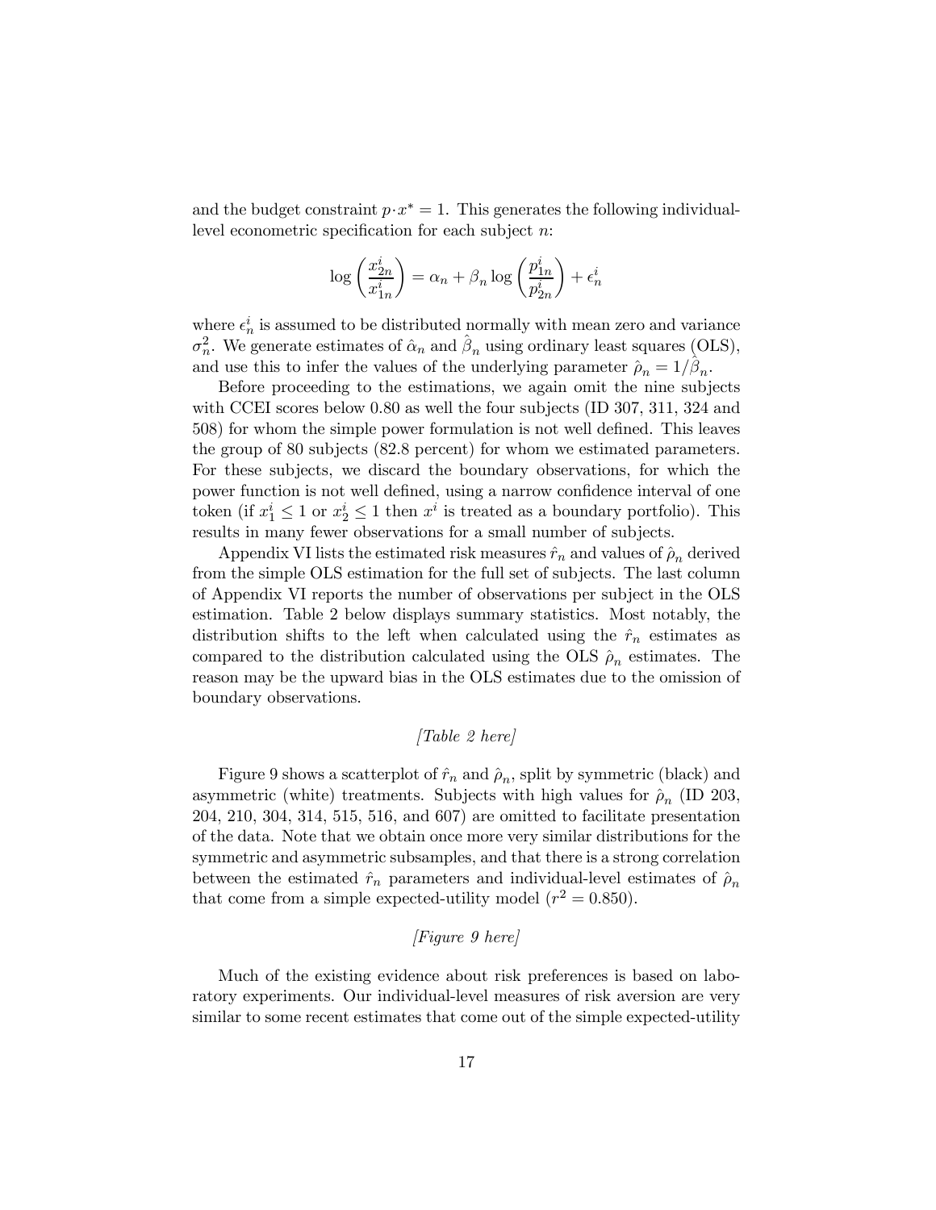and the budget constraint $p \cdot x^* = 1$. This generates the following individual-level econometric specification for each subject $n$:

$$\log\left(\frac{x^i_{2n}}{x^i_{1n}}\right) = \alpha_n + \beta_n \log\left(\frac{p^i_{1n}}{p^i_{2n}}\right) + \epsilon^i_n$$

where $\epsilon^i_n$ is assumed to be distributed normally with mean zero and variance $\sigma^2_n$. We generate estimates of $\hat{\alpha}_n$ and $\hat{\beta}_n$ using ordinary least squares (OLS), and use this to infer the values of the underlying parameter $\hat{\rho}_n = 1/\hat{\beta}_n$.

Before proceeding to the estimations, we again omit the nine subjects with CCEI scores below 0.80 as well the four subjects (ID 307, 311, 324 and 508) for whom the simple power formulation is not well defined. This leaves the group of 80 subjects (82.8 percent) for whom we estimated parameters. For these subjects, we discard the boundary observations, for which the power function is not well defined, using a narrow confidence interval of one token (if $x^i_1 \leq 1$ or $x^i_2 \leq 1$ then $x^i$ is treated as a boundary portfolio). This results in many fewer observations for a small number of subjects.

Appendix VI lists the estimated risk measures $\hat{r}_n$ and values of $\hat{\rho}_n$ derived from the simple OLS estimation for the full set of subjects. The last column of Appendix VI reports the number of observations per subject in the OLS estimation. Table 2 below displays summary statistics. Most notably, the distribution shifts to the left when calculated using the $\hat{r}_n$ estimates as compared to the distribution calculated using the OLS $\hat{\rho}_n$ estimates. The reason may be the upward bias in the OLS estimates due to the omission of boundary observations.

*[Table 2 here]*

Figure 9 shows a scatterplot of $\hat{r}_n$ and $\hat{\rho}_n$, split by symmetric (black) and asymmetric (white) treatments. Subjects with high values for $\hat{\rho}_n$ (ID 203, 204, 210, 304, 314, 515, 516, and 607) are omitted to facilitate presentation of the data. Note that we obtain once more very similar distributions for the symmetric and asymmetric subsamples, and that there is a strong correlation between the estimated $\hat{r}_n$ parameters and individual-level estimates of $\hat{\rho}_n$ that come from a simple expected-utility model ($r^2 = 0.850$).

*[Figure 9 here]*

Much of the existing evidence about risk preferences is based on laboratory experiments. Our individual-level measures of risk aversion are very similar to some recent estimates that come out of the simple expected-utility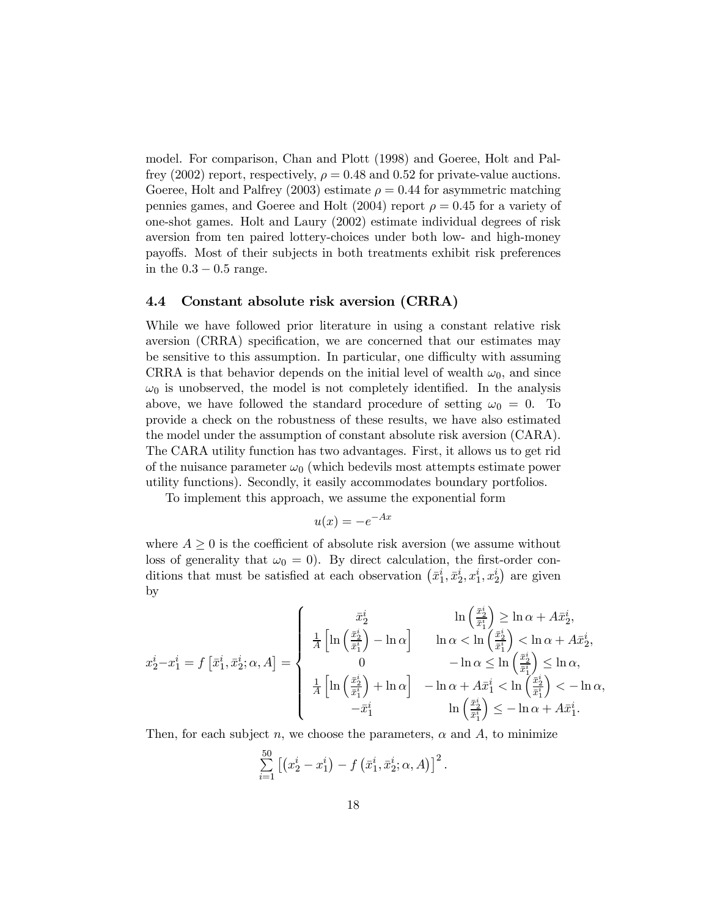model. For comparison, Chan and Plott (1998) and Goeree, Holt and Palfrey (2002) report, respectively, $\rho = 0.48$ and $0.52$ for private-value auctions. Goeree, Holt and Palfrey (2003) estimate $\rho = 0.44$ for asymmetric matching pennies games, and Goeree and Holt (2004) report $\rho = 0.45$ for a variety of one-shot games. Holt and Laury (2002) estimate individual degrees of risk aversion from ten paired lottery-choices under both low- and high-money payoffs. Most of their subjects in both treatments exhibit risk preferences in the $0.3 - 0.5$ range.

### 4.4 Constant absolute risk aversion (CRRA)

While we have followed prior literature in using a constant relative risk aversion (CRRA) specification, we are concerned that our estimates may be sensitive to this assumption. In particular, one difficulty with assuming CRRA is that behavior depends on the initial level of wealth $\omega_0$, and since $\omega_0$ is unobserved, the model is not completely identified. In the analysis above, we have followed the standard procedure of setting $\omega_0 = 0$. To provide a check on the robustness of these results, we have also estimated the model under the assumption of constant absolute risk aversion (CARA). The CARA utility function has two advantages. First, it allows us to get rid of the nuisance parameter $\omega_0$ (which bedevils most attempts estimate power utility functions). Secondly, it easily accommodates boundary portfolios.

To implement this approach, we assume the exponential form

$$u(x) = -e^{-Ax}$$

where $A \geq 0$ is the coefficient of absolute risk aversion (we assume without loss of generality that $\omega_0 = 0$). By direct calculation, the first-order conditions that must be satisfied at each observation $\left(\bar{x}_1^i, \bar{x}_2^i, x_1^i, x_2^i\right)$ are given by

$$x_2^i - x_1^i = f\left[\bar{x}_1^i, \bar{x}_2^i; \alpha, A\right] = \begin{cases} \bar{x}_2^i & \ln\left(\frac{\bar{x}_2^i}{\bar{x}_1^i}\right) \geq \ln\alpha + A\bar{x}_2^i, \\ \frac{1}{A}\left[\ln\left(\frac{\bar{x}_2^i}{\bar{x}_1^i}\right) - \ln\alpha\right] & \ln\alpha < \ln\left(\frac{\bar{x}_2^i}{\bar{x}_1^i}\right) < \ln\alpha + A\bar{x}_2^i, \\ 0 & -\ln\alpha \leq \ln\left(\frac{\bar{x}_2^i}{\bar{x}_1^i}\right) \leq \ln\alpha, \\ \frac{1}{A}\left[\ln\left(\frac{\bar{x}_2^i}{\bar{x}_1^i}\right) + \ln\alpha\right] & -\ln\alpha + A\bar{x}_1^i < \ln\left(\frac{\bar{x}_2^i}{\bar{x}_1^i}\right) < -\ln\alpha, \\ -\bar{x}_1^i & \ln\left(\frac{\bar{x}_2^i}{\bar{x}_1^i}\right) \leq -\ln\alpha + A\bar{x}_1^i. \end{cases}$$

Then, for each subject $n$, we choose the parameters, $\alpha$ and $A$, to minimize

$$\sum_{i=1}^{50} \left[\left(x_2^i - x_1^i\right) - f\left(\bar{x}_1^i, \bar{x}_2^i; \alpha, A\right)\right]^2.$$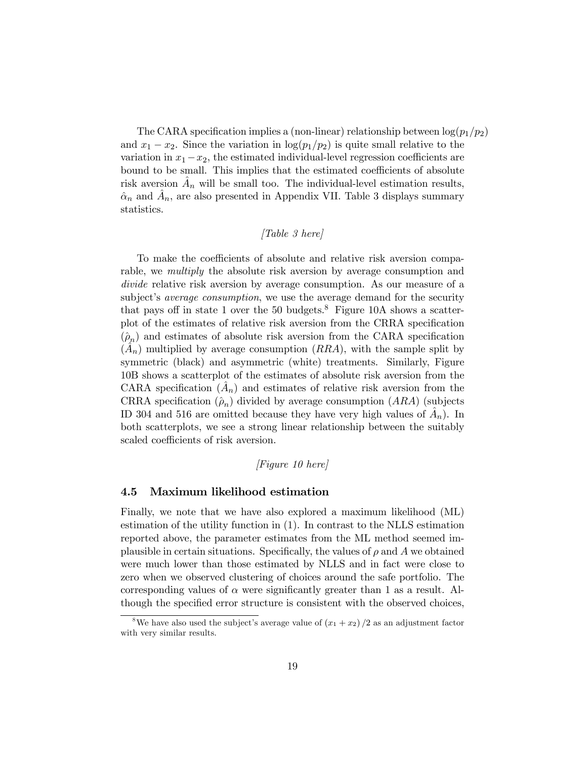The CARA specification implies a (non-linear) relationship between $\log(p_1/p_2)$ and $x_1 - x_2$. Since the variation in $\log(p_1/p_2)$ is quite small relative to the variation in $x_1 - x_2$, the estimated individual-level regression coefficients are bound to be small. This implies that the estimated coefficients of absolute risk aversion $\hat{A}_n$ will be small too. The individual-level estimation results, $\hat{\alpha}_n$ and $\hat{A}_n$, are also presented in Appendix VII. Table 3 displays summary statistics.

*[Table 3 here]*

To make the coefficients of absolute and relative risk aversion comparable, we *multiply* the absolute risk aversion by average consumption and *divide* relative risk aversion by average consumption. As our measure of a subject's *average consumption*, we use the average demand for the security that pays off in state 1 over the 50 budgets.[8] Figure 10A shows a scatterplot of the estimates of relative risk aversion from the CRRA specification $(\hat{\rho}_n)$ and estimates of absolute risk aversion from the CARA specification $(\hat{A}_n)$ multiplied by average consumption $(RRA)$, with the sample split by symmetric (black) and asymmetric (white) treatments. Similarly, Figure 10B shows a scatterplot of the estimates of absolute risk aversion from the CARA specification $(\hat{A}_n)$ and estimates of relative risk aversion from the CRRA specification $(\hat{\rho}_n)$ divided by average consumption $(ARA)$ (subjects ID 304 and 516 are omitted because they have very high values of $\hat{A}_n$). In both scatterplots, we see a strong linear relationship between the suitably scaled coefficients of risk aversion.

*[Figure 10 here]*

### 4.5 Maximum likelihood estimation

Finally, we note that we have also explored a maximum likelihood (ML) estimation of the utility function in (1). In contrast to the NLLS estimation reported above, the parameter estimates from the ML method seemed implausible in certain situations. Specifically, the values of $\rho$ and $A$ we obtained were much lower than those estimated by NLLS and in fact were close to zero when we observed clustering of choices around the safe portfolio. The corresponding values of $\alpha$ were significantly greater than 1 as a result. Although the specified error structure is consistent with the observed choices,

[8] We have also used the subject's average value of $(x_1 + x_2)/2$ as an adjustment factor with very similar results.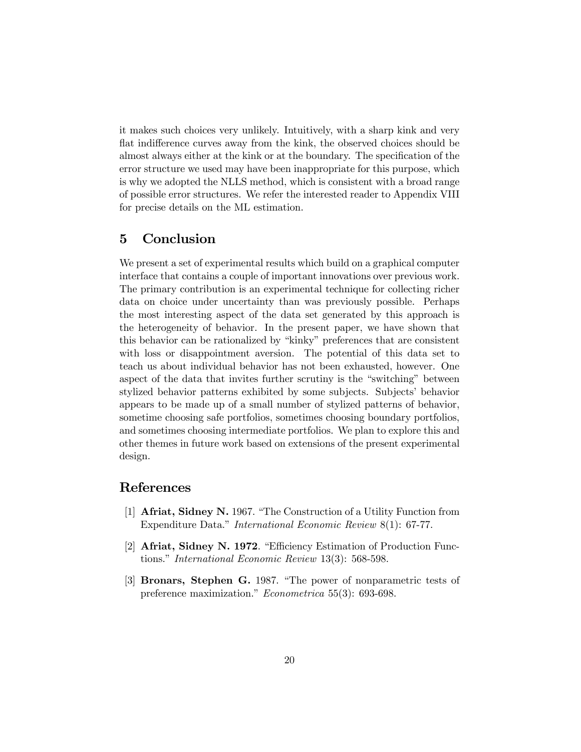it makes such choices very unlikely. Intuitively, with a sharp kink and very flat indifference curves away from the kink, the observed choices should be almost always either at the kink or at the boundary. The specification of the error structure we used may have been inappropriate for this purpose, which is why we adopted the NLLS method, which is consistent with a broad range of possible error structures. We refer the interested reader to Appendix VIII for precise details on the ML estimation.

## 5 Conclusion

We present a set of experimental results which build on a graphical computer interface that contains a couple of important innovations over previous work. The primary contribution is an experimental technique for collecting richer data on choice under uncertainty than was previously possible. Perhaps the most interesting aspect of the data set generated by this approach is the heterogeneity of behavior. In the present paper, we have shown that this behavior can be rationalized by "kinky" preferences that are consistent with loss or disappointment aversion. The potential of this data set to teach us about individual behavior has not been exhausted, however. One aspect of the data that invites further scrutiny is the "switching" between stylized behavior patterns exhibited by some subjects. Subjects' behavior appears to be made up of a small number of stylized patterns of behavior, sometime choosing safe portfolios, sometimes choosing boundary portfolios, and sometimes choosing intermediate portfolios. We plan to explore this and other themes in future work based on extensions of the present experimental design.

## References

[1] **Afriat, Sidney N.** 1967. "The Construction of a Utility Function from Expenditure Data." *International Economic Review* 8(1): 67-77.

[2] **Afriat, Sidney N. 1972**. "Efficiency Estimation of Production Functions." *International Economic Review* 13(3): 568-598.

[3] **Bronars, Stephen G.** 1987. "The power of nonparametric tests of preference maximization." *Econometrica* 55(3): 693-698.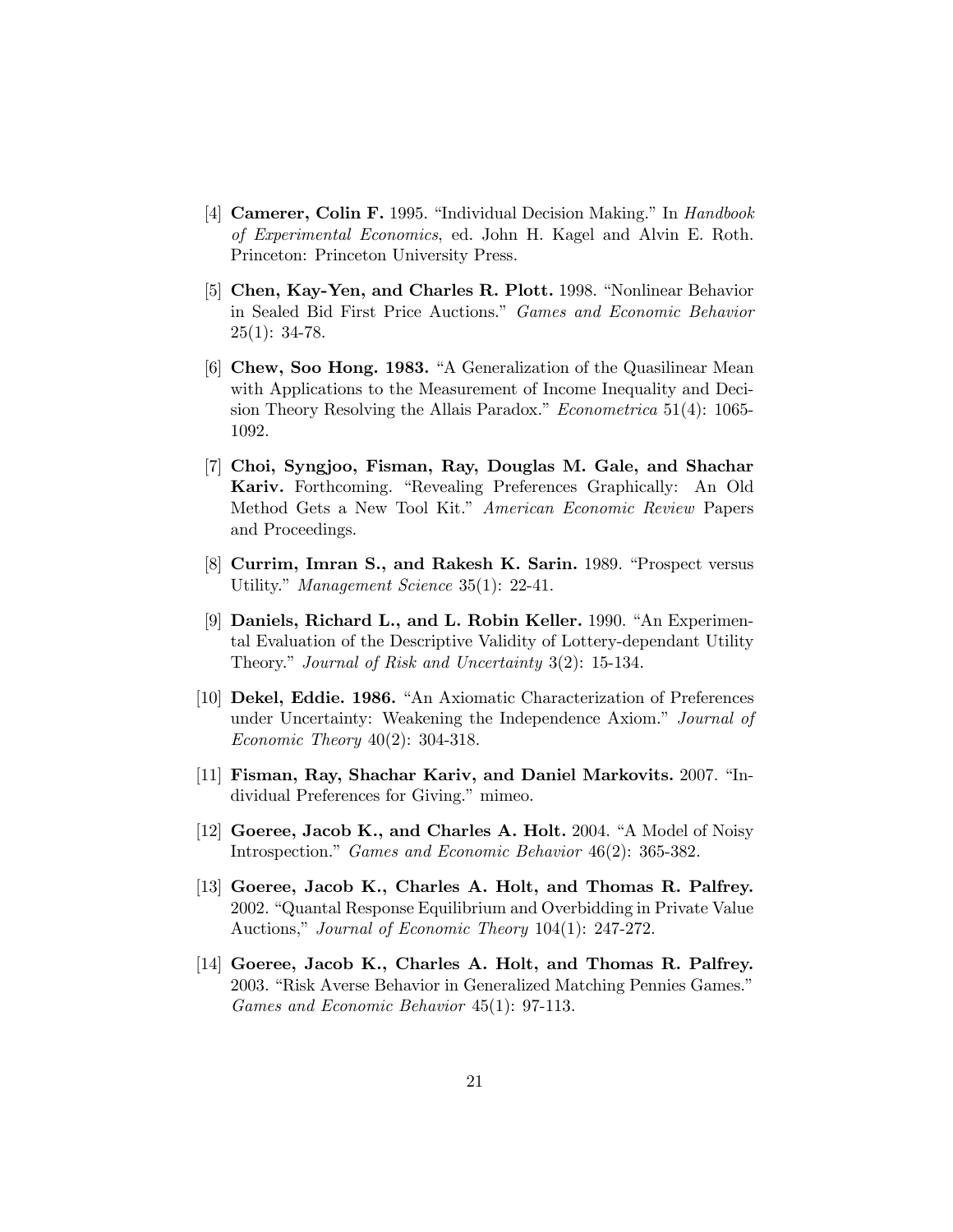[4] **Camerer, Colin F.** 1995. "Individual Decision Making." In *Handbook of Experimental Economics*, ed. John H. Kagel and Alvin E. Roth. Princeton: Princeton University Press.

[5] **Chen, Kay-Yen, and Charles R. Plott.** 1998. "Nonlinear Behavior in Sealed Bid First Price Auctions." *Games and Economic Behavior* 25(1): 34-78.

[6] **Chew, Soo Hong. 1983.** "A Generalization of the Quasilinear Mean with Applications to the Measurement of Income Inequality and Decision Theory Resolving the Allais Paradox." *Econometrica* 51(4): 1065-1092.

[7] **Choi, Syngjoo, Fisman, Ray, Douglas M. Gale, and Shachar Kariv.** Forthcoming. "Revealing Preferences Graphically: An Old Method Gets a New Tool Kit." *American Economic Review* Papers and Proceedings.

[8] **Currim, Imran S., and Rakesh K. Sarin.** 1989. "Prospect versus Utility." *Management Science* 35(1): 22-41.

[9] **Daniels, Richard L., and L. Robin Keller.** 1990. "An Experimental Evaluation of the Descriptive Validity of Lottery-dependant Utility Theory." *Journal of Risk and Uncertainty* 3(2): 15-134.

[10] **Dekel, Eddie. 1986.** "An Axiomatic Characterization of Preferences under Uncertainty: Weakening the Independence Axiom." *Journal of Economic Theory* 40(2): 304-318.

[11] **Fisman, Ray, Shachar Kariv, and Daniel Markovits.** 2007. "Individual Preferences for Giving." mimeo.

[12] **Goeree, Jacob K., and Charles A. Holt.** 2004. "A Model of Noisy Introspection." *Games and Economic Behavior* 46(2): 365-382.

[13] **Goeree, Jacob K., Charles A. Holt, and Thomas R. Palfrey.** 2002. "Quantal Response Equilibrium and Overbidding in Private Value Auctions," *Journal of Economic Theory* 104(1): 247-272.

[14] **Goeree, Jacob K., Charles A. Holt, and Thomas R. Palfrey.** 2003. "Risk Averse Behavior in Generalized Matching Pennies Games." *Games and Economic Behavior* 45(1): 97-113.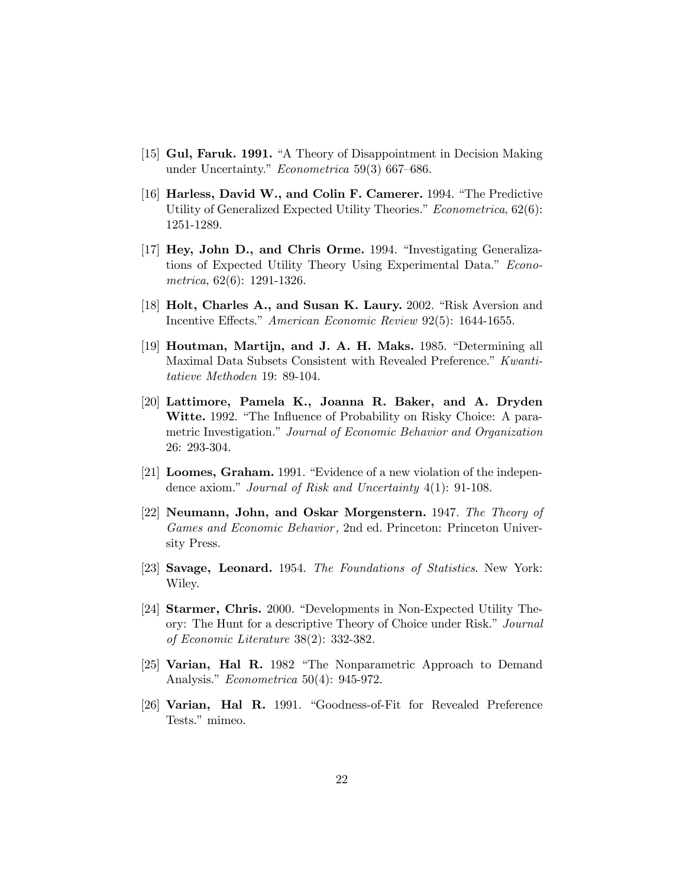[15] **Gul, Faruk. 1991.** "A Theory of Disappointment in Decision Making under Uncertainty." *Econometrica* 59(3) 667–686.

[16] **Harless, David W., and Colin F. Camerer.** 1994. "The Predictive Utility of Generalized Expected Utility Theories." *Econometrica*, 62(6): 1251-1289.

[17] **Hey, John D., and Chris Orme.** 1994. "Investigating Generalizations of Expected Utility Theory Using Experimental Data." *Econometrica*, 62(6): 1291-1326.

[18] **Holt, Charles A., and Susan K. Laury.** 2002. "Risk Aversion and Incentive Effects." *American Economic Review* 92(5): 1644-1655.

[19] **Houtman, Martijn, and J. A. H. Maks.** 1985. "Determining all Maximal Data Subsets Consistent with Revealed Preference." *Kwantitatieve Methoden* 19: 89-104.

[20] **Lattimore, Pamela K., Joanna R. Baker, and A. Dryden Witte.** 1992. "The Influence of Probability on Risky Choice: A parametric Investigation." *Journal of Economic Behavior and Organization* 26: 293-304.

[21] **Loomes, Graham.** 1991. "Evidence of a new violation of the independence axiom." *Journal of Risk and Uncertainty* 4(1): 91-108.

[22] **Neumann, John, and Oskar Morgenstern.** 1947. *The Theory of Games and Economic Behavior*, 2nd ed. Princeton: Princeton University Press.

[23] **Savage, Leonard.** 1954. *The Foundations of Statistics*. New York: Wiley.

[24] **Starmer, Chris.** 2000. "Developments in Non-Expected Utility Theory: The Hunt for a descriptive Theory of Choice under Risk." *Journal of Economic Literature* 38(2): 332-382.

[25] **Varian, Hal R.** 1982 "The Nonparametric Approach to Demand Analysis." *Econometrica* 50(4): 945-972.

[26] **Varian, Hal R.** 1991. "Goodness-of-Fit for Revealed Preference Tests." mimeo.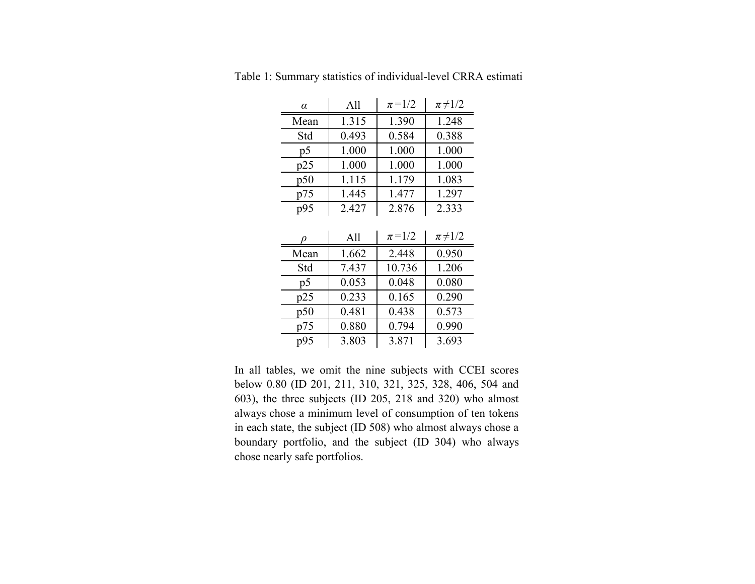Table 1: Summary statistics of individual-level CRRA estimati

| $\alpha$ | All | $\pi=1/2$ | $\pi\neq1/2$ |
|---|---|---|---|
| Mean | 1.315 | 1.390 | 1.248 |
| Std | 0.493 | 0.584 | 0.388 |
| p5 | 1.000 | 1.000 | 1.000 |
| p25 | 1.000 | 1.000 | 1.000 |
| p50 | 1.115 | 1.179 | 1.083 |
| p75 | 1.445 | 1.477 | 1.297 |
| p95 | 2.427 | 2.876 | 2.333 |

| $\rho$ | All | $\pi=1/2$ | $\pi\neq1/2$ |
|---|---|---|---|
| Mean | 1.662 | 2.448 | 0.950 |
| Std | 7.437 | 10.736 | 1.206 |
| p5 | 0.053 | 0.048 | 0.080 |
| p25 | 0.233 | 0.165 | 0.290 |
| p50 | 0.481 | 0.438 | 0.573 |
| p75 | 0.880 | 0.794 | 0.990 |
| p95 | 3.803 | 3.871 | 3.693 |

In all tables, we omit the nine subjects with CCEI scores below 0.80 (ID 201, 211, 310, 321, 325, 328, 406, 504 and 603), the three subjects (ID 205, 218 and 320) who almost always chose a minimum level of consumption of ten tokens in each state, the subject (ID 508) who almost always chose a boundary portfolio, and the subject (ID 304) who always chose nearly safe portfolios.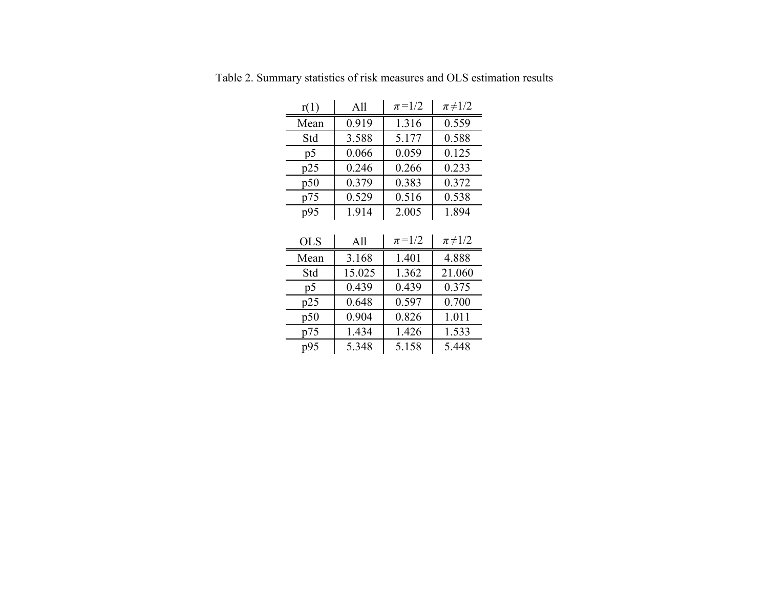Table 2. Summary statistics of risk measures and OLS estimation results

| r(1) | All | $\pi$ =1/2 | $\pi \neq$ 1/2 |
|---|---|---|---|
| Mean | 0.919 | 1.316 | 0.559 |
| Std | 3.588 | 5.177 | 0.588 |
| p5 | 0.066 | 0.059 | 0.125 |
| p25 | 0.246 | 0.266 | 0.233 |
| p50 | 0.379 | 0.383 | 0.372 |
| p75 | 0.529 | 0.516 | 0.538 |
| p95 | 1.914 | 2.005 | 1.894 |

| OLS | All | $\pi$ =1/2 | $\pi \neq$ 1/2 |
|---|---|---|---|
| Mean | 3.168 | 1.401 | 4.888 |
| Std | 15.025 | 1.362 | 21.060 |
| p5 | 0.439 | 0.439 | 0.375 |
| p25 | 0.648 | 0.597 | 0.700 |
| p50 | 0.904 | 0.826 | 1.011 |
| p75 | 1.434 | 1.426 | 1.533 |
| p95 | 5.348 | 5.158 | 5.448 |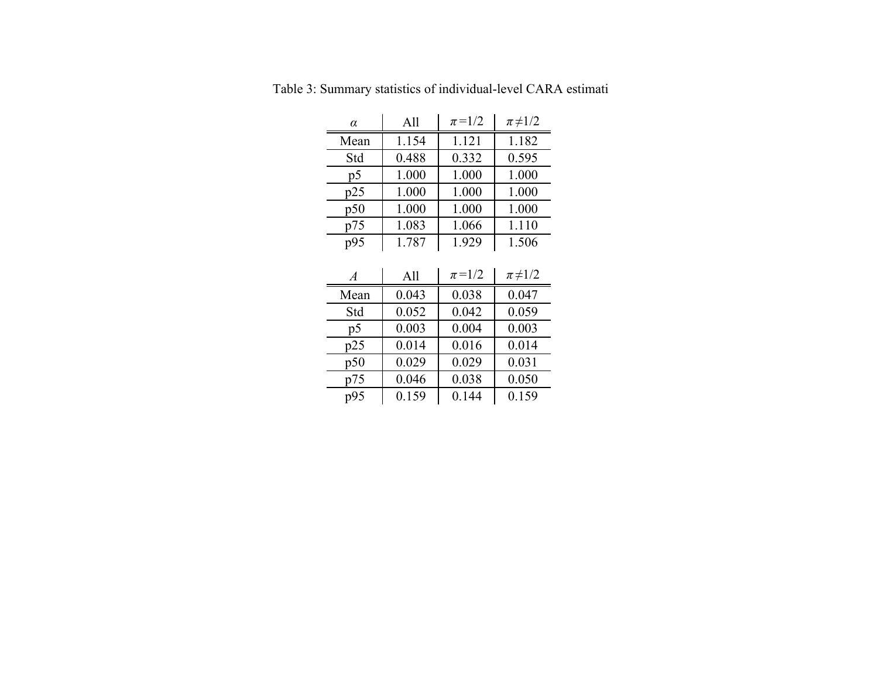Table 3: Summary statistics of individual-level CARA estimati

| $\alpha$ | All | $\pi = 1/2$ | $\pi \neq 1/2$ |
|---|---|---|---|
| Mean | 1.154 | 1.121 | 1.182 |
| Std | 0.488 | 0.332 | 0.595 |
| p5 | 1.000 | 1.000 | 1.000 |
| p25 | 1.000 | 1.000 | 1.000 |
| p50 | 1.000 | 1.000 | 1.000 |
| p75 | 1.083 | 1.066 | 1.110 |
| p95 | 1.787 | 1.929 | 1.506 |

| $A$ | All | $\pi = 1/2$ | $\pi \neq 1/2$ |
|---|---|---|---|
| Mean | 0.043 | 0.038 | 0.047 |
| Std | 0.052 | 0.042 | 0.059 |
| p5 | 0.003 | 0.004 | 0.003 |
| p25 | 0.014 | 0.016 | 0.014 |
| p50 | 0.029 | 0.029 | 0.031 |
| p75 | 0.046 | 0.038 | 0.050 |
| p95 | 0.159 | 0.144 | 0.159 |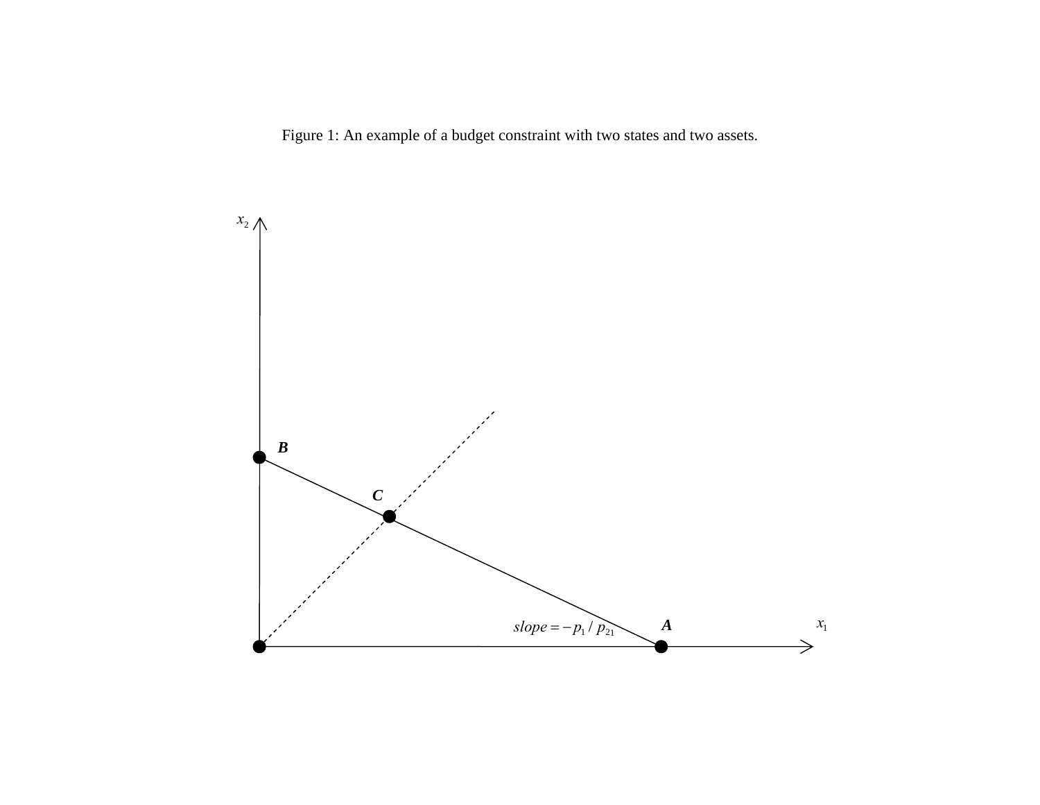Figure 1: An example of a budget constraint with two states and two assets.

$x_2$

B

C

$slope = -p_1 / p_{21}$

A

$x_1$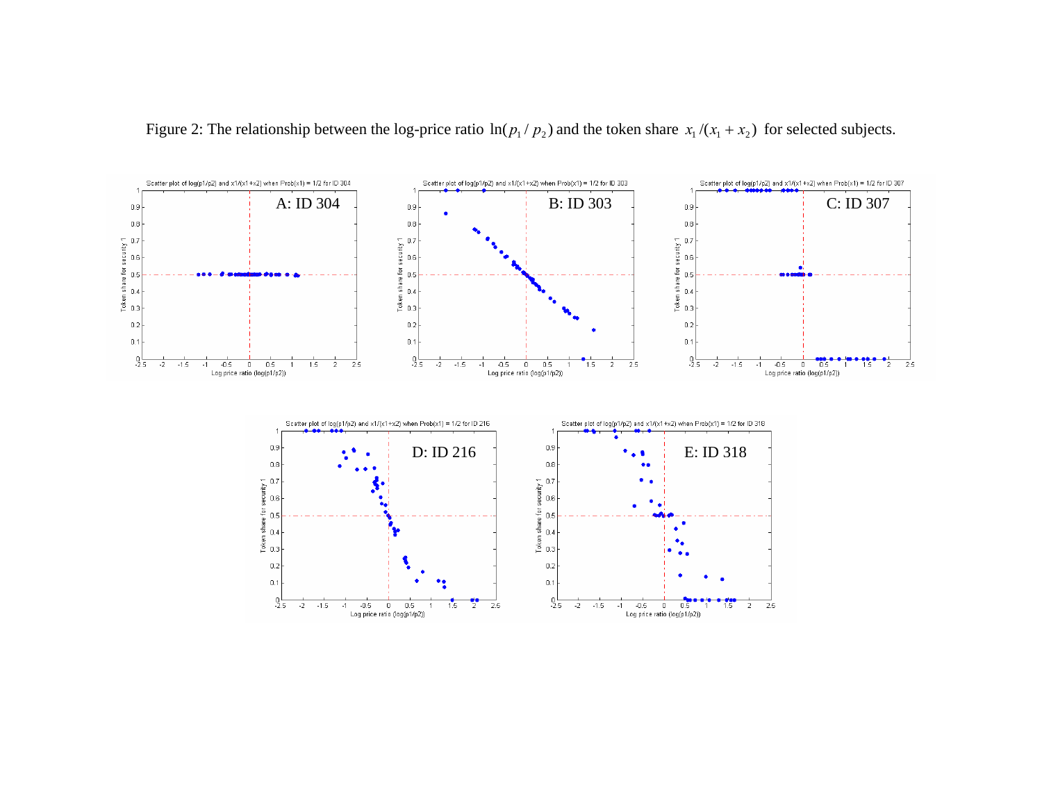Figure 2: The relationship between the log-price ratio $\ln(p_1 / p_2)$ and the token share $x_1 /(x_1 + x_2)$ for selected subjects.

Scatter plot of log(p1/p2) and x1/(x1+x2) when Prob(x1) = 1/2 for ID 304

A: ID 304

Token share for security 1

Log price ratio (log(p1/p2))

Scatter plot of log(p1/p2) and x1/(x1+x2) when Prob(x1) = 1/2 for ID 303

B: ID 303

Token share for security 1

Log price ratio (log(p1/p2))

Scatter plot of log(p1/p2) and x1/(x1+x2) when Prob(x1) = 1/2 for ID 307

C: ID 307

Token share for security 1

Log price ratio (log(p1/p2))

Scatter plot of log(p1/p2) and x1/(x1+x2) when Prob(x1) = 1/2 for ID 216

D: ID 216

Token share for security 1

Log price ratio (log(p1/p2))

Scatter plot of log(p1/p2) and x1/(x1+x2) when Prob(x1) = 1/2 for ID 318

E: ID 318

Token share for security 1

Log price ratio (log(p1/p2))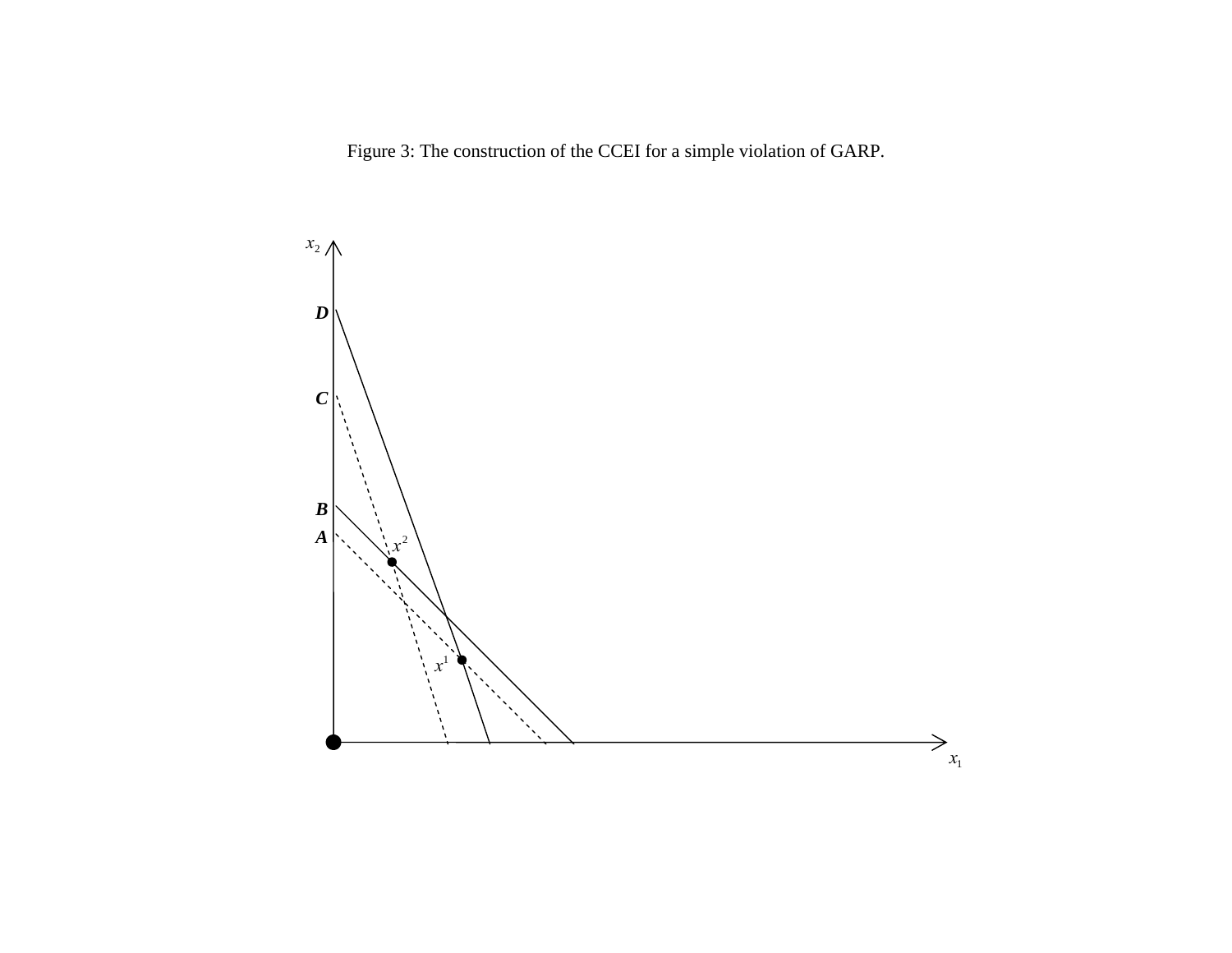Figure 3: The construction of the CCEI for a simple violation of GARP.

$x_2$

D

C

B

A

$x^2$

$x^1$

$x_1$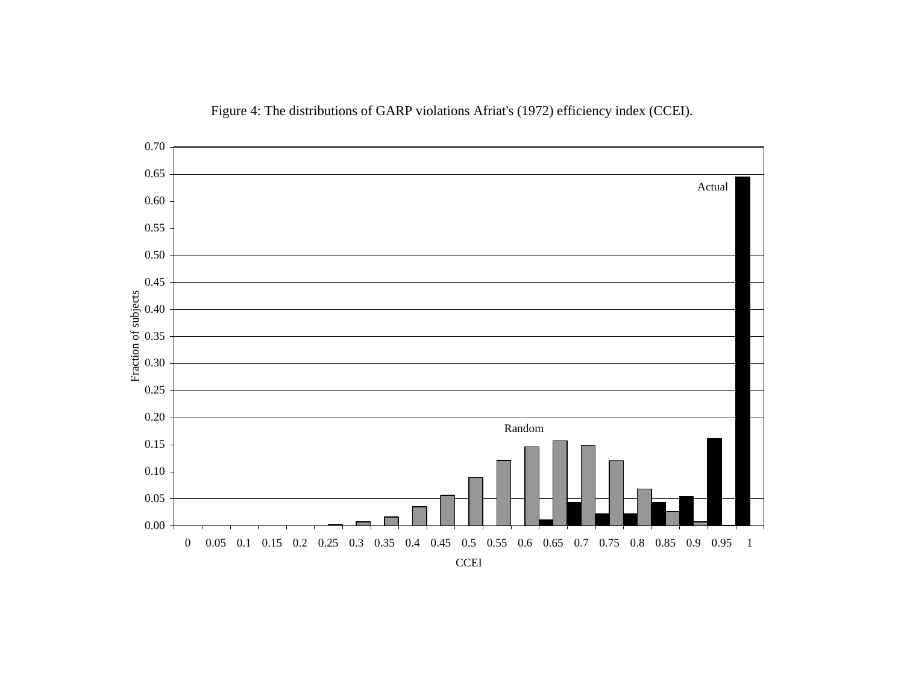Figure 4: The distributions of GARP violations Afriat's (1972) efficiency index (CCEI).

0.70
0.65
0.60
0.55
0.50
0.45
0.40
0.35
0.30
0.25
0.20
0.15
0.10
0.05
0.00

Fraction of subjects

Actual

Random

0 0.05 0.1 0.15 0.2 0.25 0.3 0.35 0.4 0.45 0.5 0.55 0.6 0.65 0.7 0.75 0.8 0.85 0.9 0.95 1

CCEI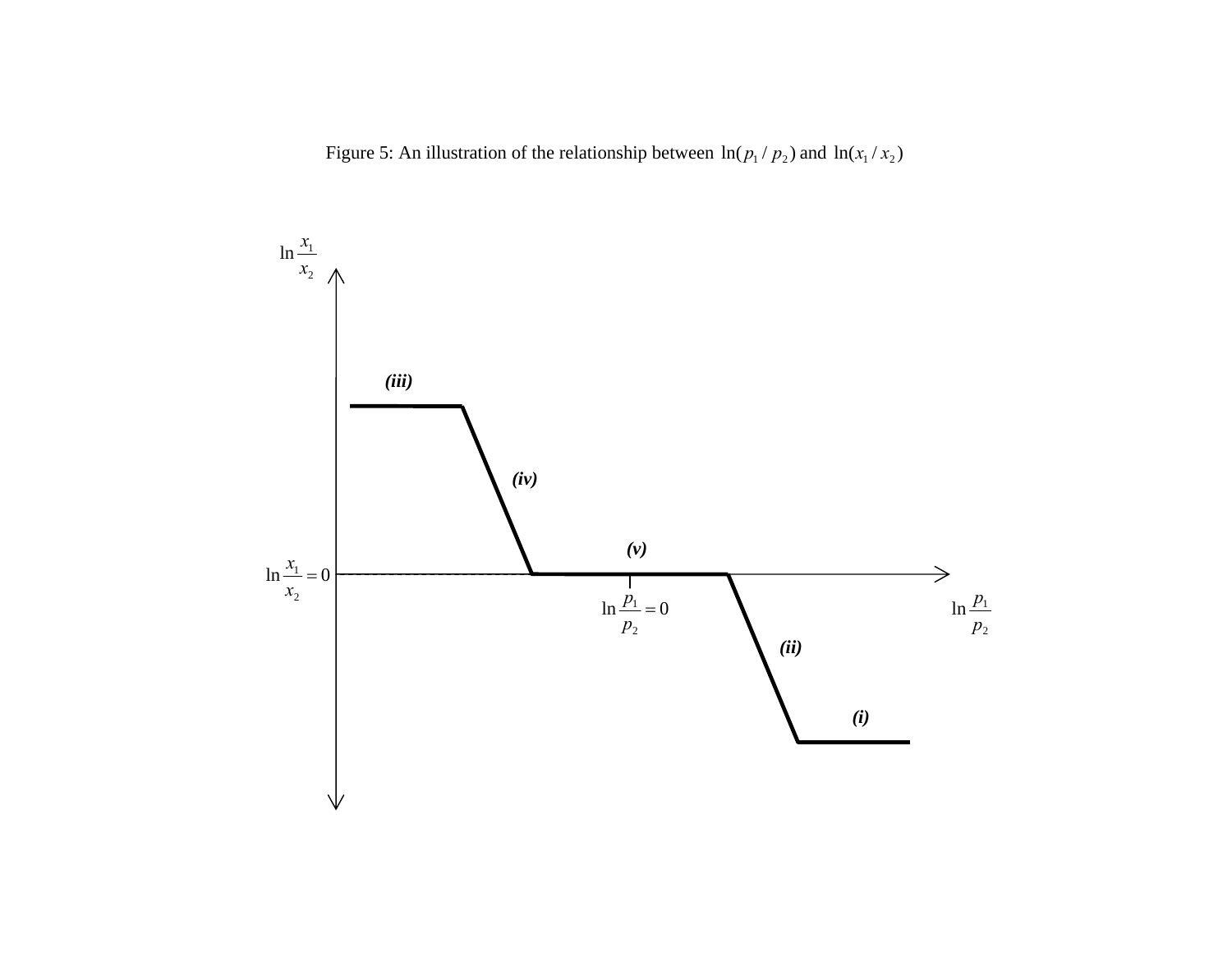Figure 5: An illustration of the relationship between $\ln(p_1/p_2)$ and $\ln(x_1/x_2)$

$\ln \frac{x_1}{x_2}$

(iii)

(iv)

(v)

$\ln \frac{x_1}{x_2} = 0$

$\ln \frac{p_1}{p_2} = 0$

$\ln \frac{p_1}{p_2}$

(ii)

(i)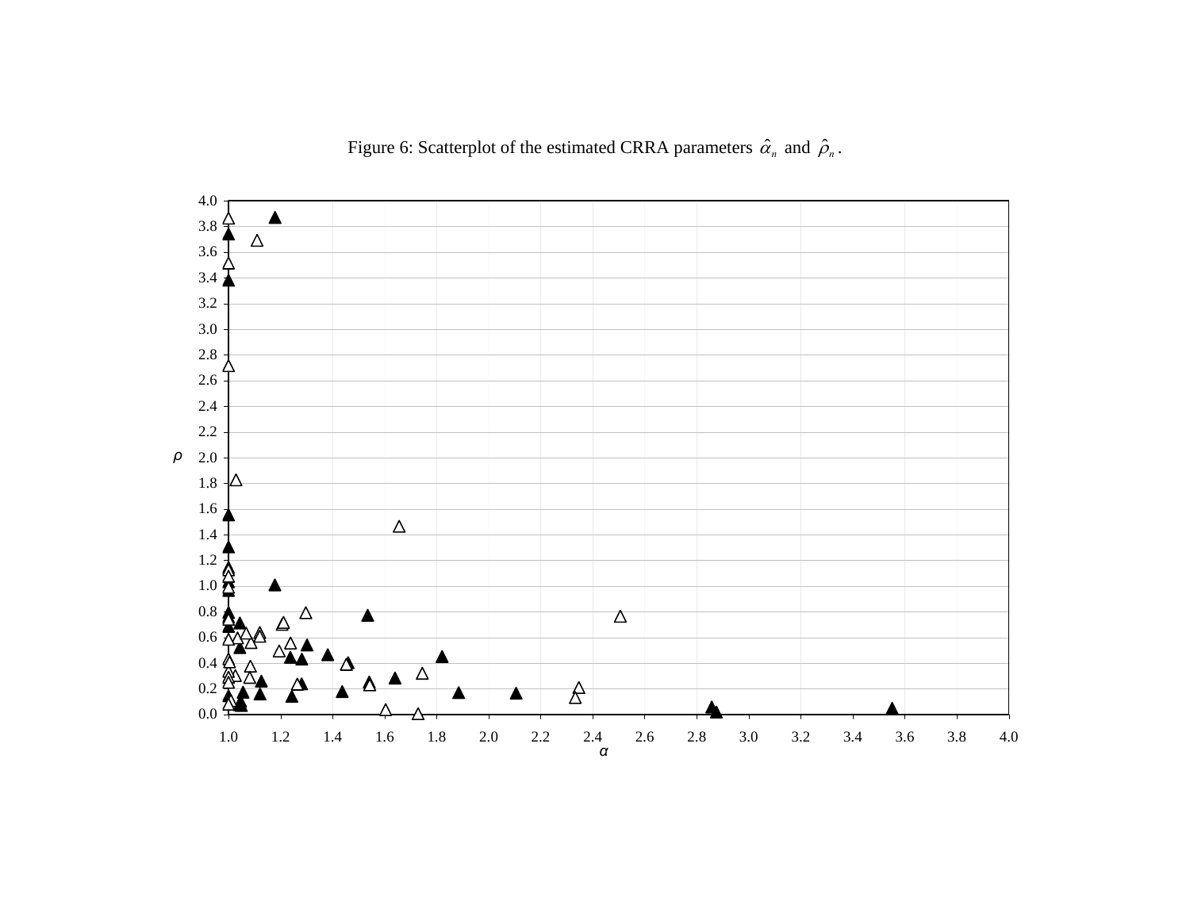Figure 6: Scatterplot of the estimated CRRA parameters $\hat{\alpha}_n$ and $\hat{\rho}_n$.

ρ

4.0
3.8
3.6
3.4
3.2
3.0
2.8
2.6
2.4
2.2
2.0
1.8
1.6
1.4
1.2
1.0
0.8
0.6
0.4
0.2
0.0

1.0 1.2 1.4 1.6 1.8 2.0 2.2 2.4 2.6 2.8 3.0 3.2 3.4 3.6 3.8 4.0

α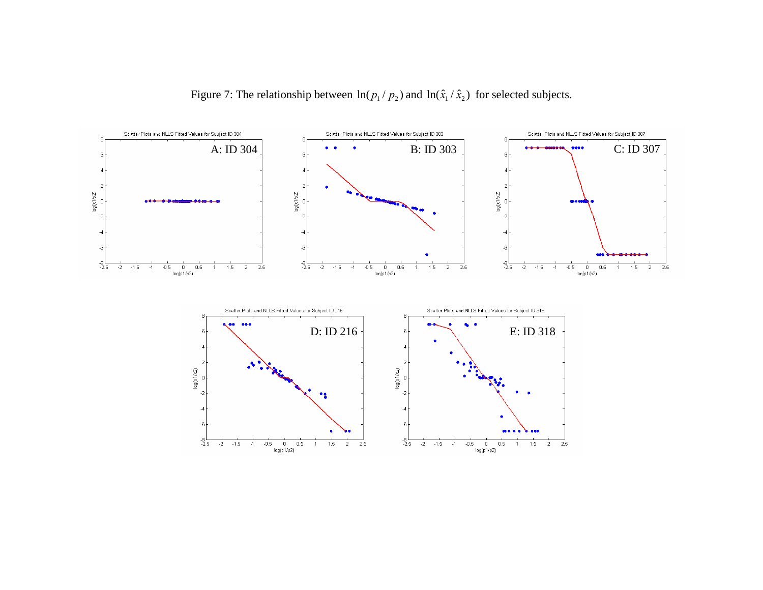Figure 7: The relationship between $\ln(p_1 / p_2)$ and $\ln(\hat{x}_1 / \hat{x}_2)$ for selected subjects.

Scatter Plots and NLLS Fitted Values for Subject ID 304

A: ID 304

log(x1/x2)

log(p1/p2)

Scatter Plots and NLLS Fitted Values for Subject ID 303

B: ID 303

log(x1/x2)

log(p1/p2)

Scatter Plots and NLLS Fitted Values for Subject ID 307

C: ID 307

log(x1/x2)

log(p1/p2)

Scatter Plots and NLLS Fitted Values for Subject ID 216

D: ID 216

log(x1/x2)

log(p1/p2)

Scatter Plots and NLLS Fitted Values for Subject ID 318

E: ID 318

log(x1/x2)

log(p1/p2)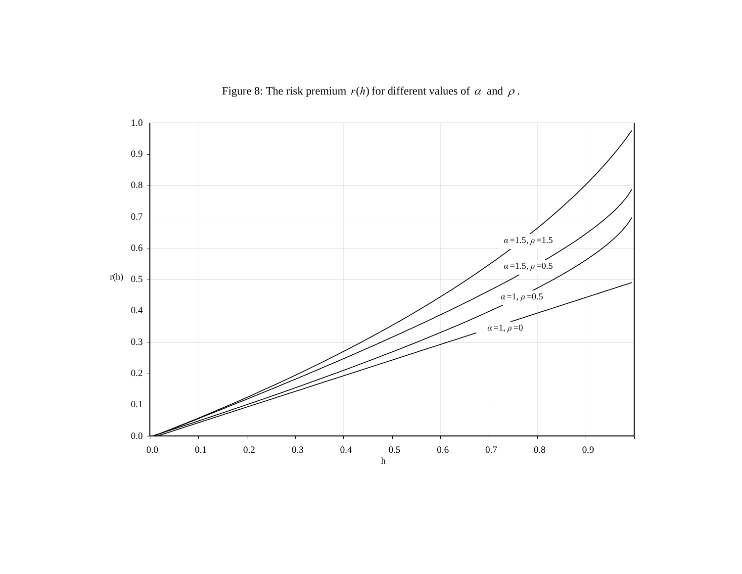Figure 8: The risk premium $r(h)$ for different values of $\alpha$ and $\rho$.

r(h)

1.0
0.9
0.8
0.7
0.6
0.5
0.4
0.3
0.2
0.1
0.0

0.0 0.1 0.2 0.3 0.4 0.5 0.6 0.7 0.8 0.9

h

$\alpha$ =1.5, $\rho$ =1.5

$\alpha$ =1.5, $\rho$ =0.5

$\alpha$ =1, $\rho$ =0.5

$\alpha$ =1, $\rho$ =0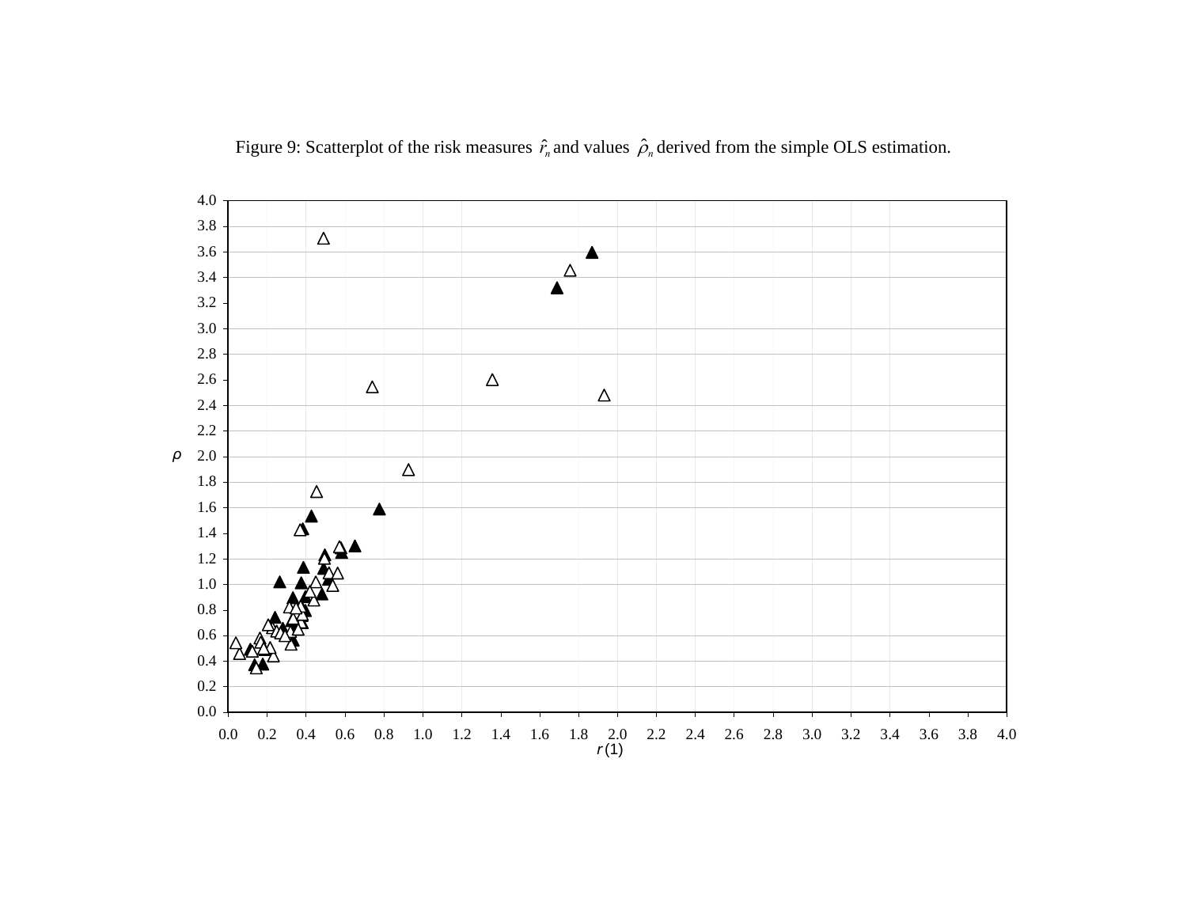Figure 9: Scatterplot of the risk measures $\hat{r}_n$ and values $\hat{\rho}_n$ derived from the simple OLS estimation.

4.0
3.8
3.6
3.4
3.2
3.0
2.8
2.6
2.4
2.2
$\rho$ 2.0
1.8
1.6
1.4
1.2
1.0
0.8
0.6
0.4
0.2
0.0

0.0 0.2 0.4 0.6 0.8 1.0 1.2 1.4 1.6 1.8 2.0 2.2 2.4 2.6 2.8 3.0 3.2 3.4 3.6 3.8 4.0

$r(1)$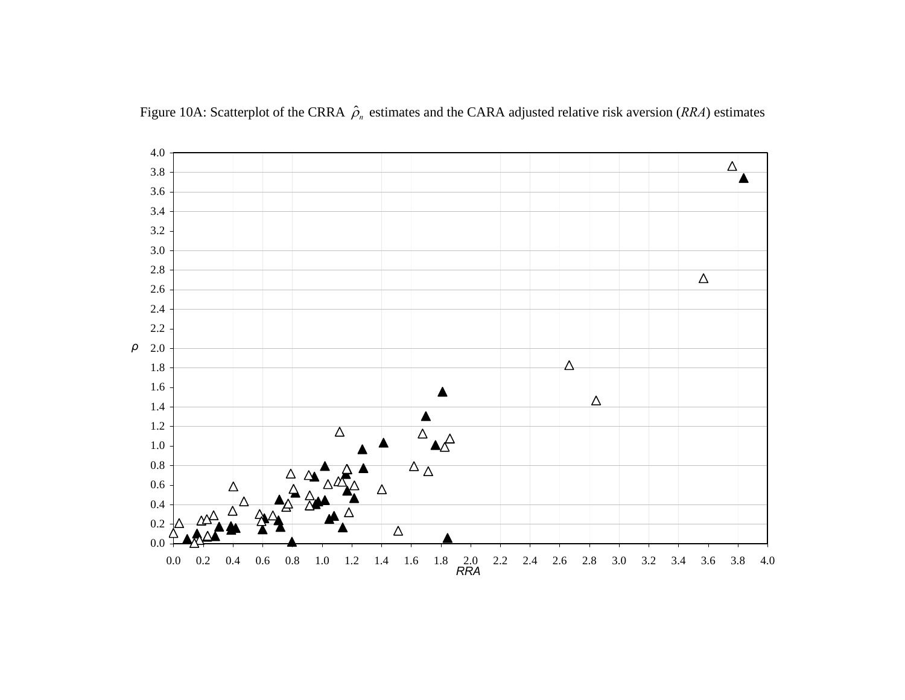Figure 10A: Scatterplot of the CRRA $\hat{\rho}_n$ estimates and the CARA adjusted relative risk aversion (*RRA*) estimates

$\rho$

4.0
3.8
3.6
3.4
3.2
3.0
2.8
2.6
2.4
2.2
2.0
1.8
1.6
1.4
1.2
1.0
0.8
0.6
0.4
0.2
0.0

0.0 0.2 0.4 0.6 0.8 1.0 1.2 1.4 1.6 1.8 2.0 2.2 2.4 2.6 2.8 3.0 3.2 3.4 3.6 3.8 4.0

*RRA*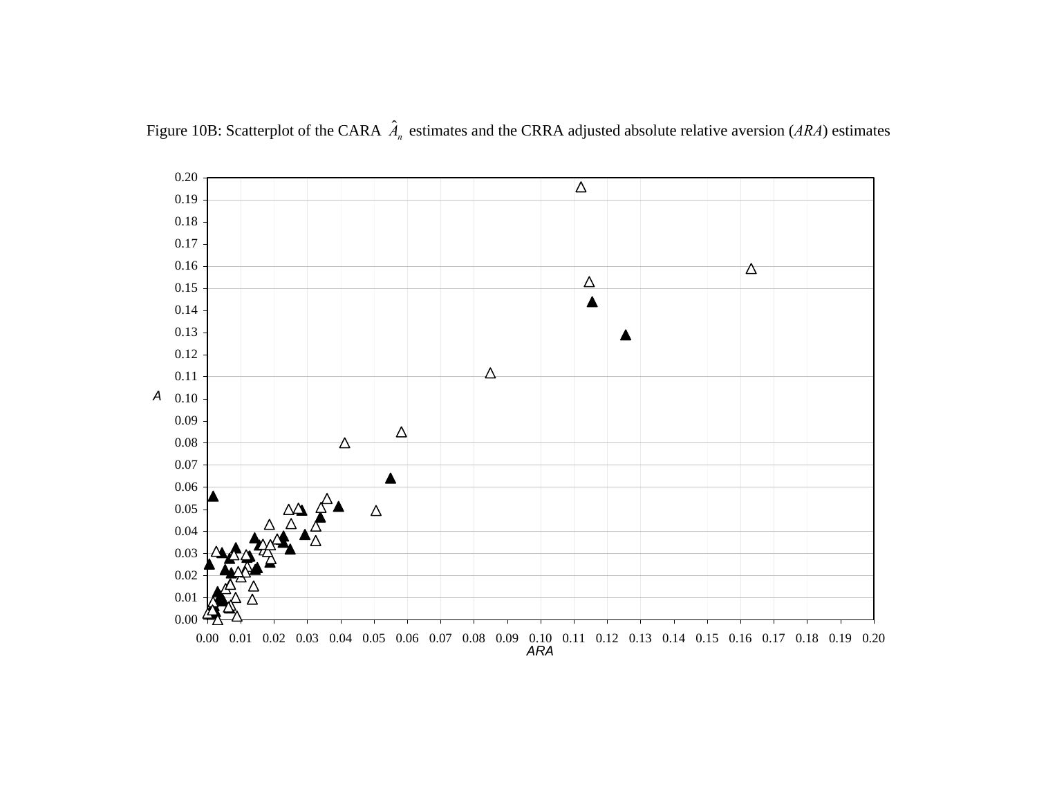Figure 10B: Scatterplot of the CARA $\hat{A}_n$ estimates and the CRRA adjusted absolute relative aversion (*ARA*) estimates

0.20
0.19
0.18
0.17
0.16
0.15
0.14
0.13
0.12
0.11
0.10
0.09
0.08
0.07
0.06
0.05
0.04
0.03
0.02
0.01
0.00

*A*

0.00 0.01 0.02 0.03 0.04 0.05 0.06 0.07 0.08 0.09 0.10 0.11 0.12 0.13 0.14 0.15 0.16 0.17 0.18 0.19 0.20

*ARA*